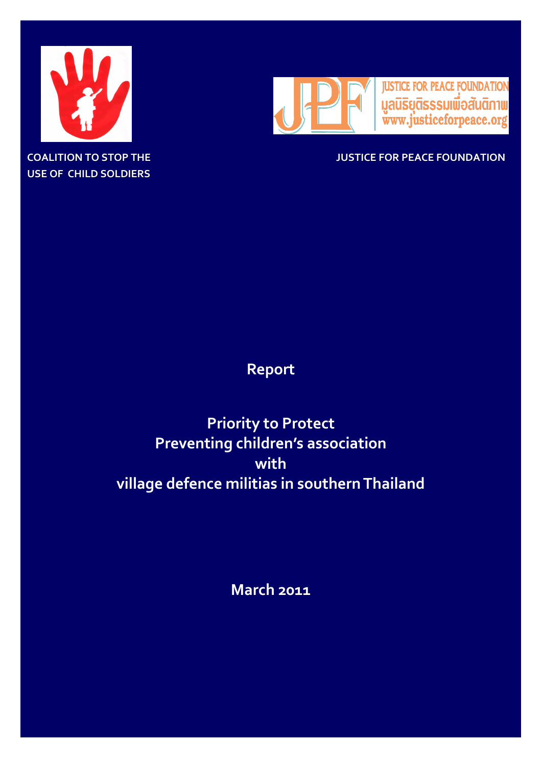COALITION TO STOP THE USE OF CHILD SOLDIERS

JUSTICE FOR PEACE FOUNDATION

JUSTICE FOR PEACE FOUNDATION
มูลนิธิยุติธรรมเพื่อสันติภาพ
www.justiceforpeace.org

# Report

# Priority to Protect
# Preventing children's association with village defence militias in southern Thailand

**March 2011**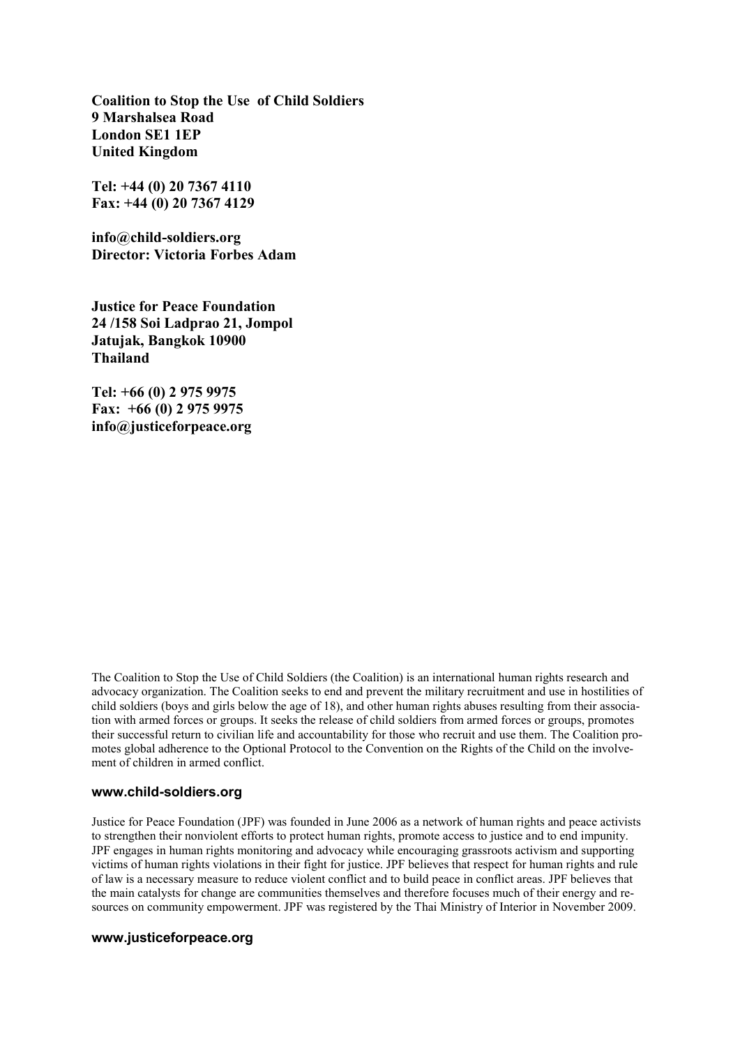**Coalition to Stop the Use of Child Soldiers**
**9 Marshalsea Road**
**London SE1 1EP**
**United Kingdom**

**Tel: +44 (0) 20 7367 4110**
**Fax: +44 (0) 20 7367 4129**

**info@child-soldiers.org**
**Director: Victoria Forbes Adam**

**Justice for Peace Foundation**
**24 /158 Soi Ladprao 21, Jompol**
**Jatujak, Bangkok 10900**
**Thailand**

**Tel: +66 (0) 2 975 9975**
**Fax: +66 (0) 2 975 9975**
**info@justiceforpeace.org**

The Coalition to Stop the Use of Child Soldiers (the Coalition) is an international human rights research and advocacy organization. The Coalition seeks to end and prevent the military recruitment and use in hostilities of child soldiers (boys and girls below the age of 18), and other human rights abuses resulting from their association with armed forces or groups. It seeks the release of child soldiers from armed forces or groups, promotes their successful return to civilian life and accountability for those who recruit and use them. The Coalition promotes global adherence to the Optional Protocol to the Convention on the Rights of the Child on the involvement of children in armed conflict.

**www.child-soldiers.org**

Justice for Peace Foundation (JPF) was founded in June 2006 as a network of human rights and peace activists to strengthen their nonviolent efforts to protect human rights, promote access to justice and to end impunity. JPF engages in human rights monitoring and advocacy while encouraging grassroots activism and supporting victims of human rights violations in their fight for justice. JPF believes that respect for human rights and rule of law is a necessary measure to reduce violent conflict and to build peace in conflict areas. JPF believes that the main catalysts for change are communities themselves and therefore focuses much of their energy and resources on community empowerment. JPF was registered by the Thai Ministry of Interior in November 2009.

**www.justiceforpeace.org**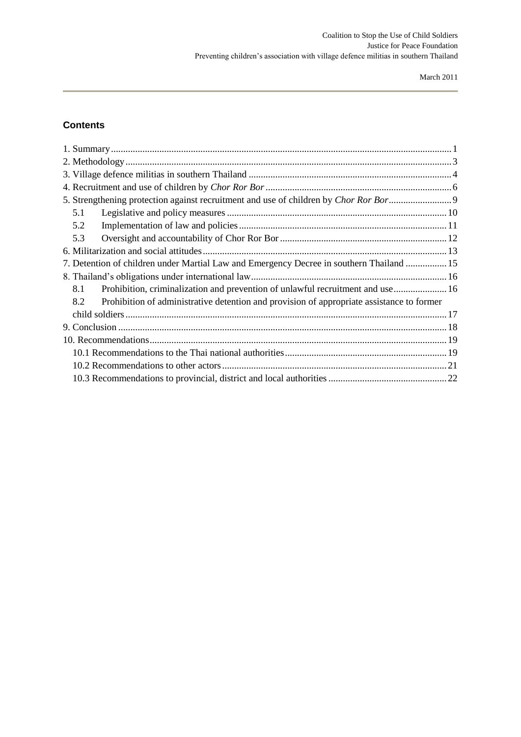## Contents

1. Summary ... 1
2. Methodology ... 3
3. Village defence militias in southern Thailand ... 4
4. Recruitment and use of children by *Chor Ror Bor* ... 6
5. Strengthening protection against recruitment and use of children by *Chor Ror Bor* ... 9
   - 5.1 Legislative and policy measures ... 10
   - 5.2 Implementation of law and policies ... 11
   - 5.3 Oversight and accountability of Chor Ror Bor ... 12
6. Militarization and social attitudes ... 13
7. Detention of children under Martial Law and Emergency Decree in southern Thailand ... 15
8. Thailand's obligations under international law ... 16
   - 8.1 Prohibition, criminalization and prevention of unlawful recruitment and use ... 16
   - 8.2 Prohibition of administrative detention and provision of appropriate assistance to former child soldiers ... 17
9. Conclusion ... 18
10. Recommendations ... 19
   - 10.1 Recommendations to the Thai national authorities ... 19
   - 10.2 Recommendations to other actors ... 21
   - 10.3 Recommendations to provincial, district and local authorities ... 22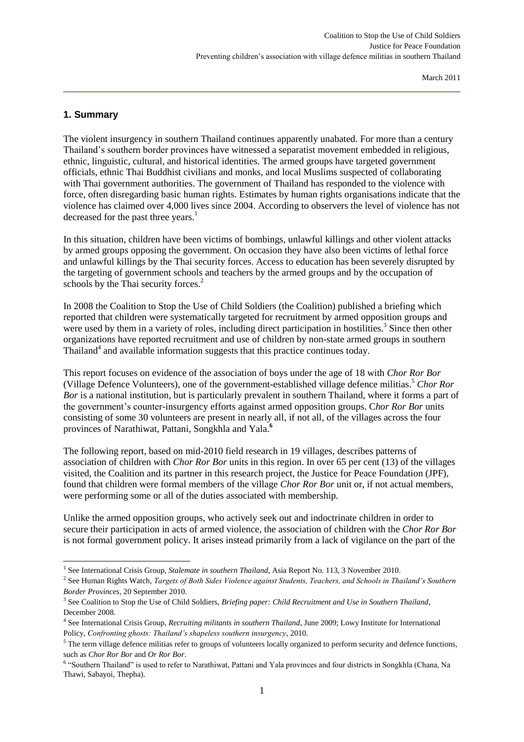## 1. Summary

The violent insurgency in southern Thailand continues apparently unabated. For more than a century Thailand's southern border provinces have witnessed a separatist movement embedded in religious, ethnic, linguistic, cultural, and historical identities. The armed groups have targeted government officials, ethnic Thai Buddhist civilians and monks, and local Muslims suspected of collaborating with Thai government authorities. The government of Thailand has responded to the violence with force, often disregarding basic human rights. Estimates by human rights organisations indicate that the violence has claimed over 4,000 lives since 2004. According to observers the level of violence has not decreased for the past three years.[1]

In this situation, children have been victims of bombings, unlawful killings and other violent attacks by armed groups opposing the government. On occasion they have also been victims of lethal force and unlawful killings by the Thai security forces. Access to education has been severely disrupted by the targeting of government schools and teachers by the armed groups and by the occupation of schools by the Thai security forces.[2]

In 2008 the Coalition to Stop the Use of Child Soldiers (the Coalition) published a briefing which reported that children were systematically targeted for recruitment by armed opposition groups and were used by them in a variety of roles, including direct participation in hostilities.[3] Since then other organizations have reported recruitment and use of children by non-state armed groups in southern Thailand[4] and available information suggests that this practice continues today.

This report focuses on evidence of the association of boys under the age of 18 with *Chor Ror Bor* (Village Defence Volunteers), one of the government-established village defence militias.[5] *Chor Ror Bor* is a national institution, but is particularly prevalent in southern Thailand, where it forms a part of the government's counter-insurgency efforts against armed opposition groups. C*hor Ror Bor* units consisting of some 30 volunteers are present in nearly all, if not all, of the villages across the four provinces of Narathiwat, Pattani, Songkhla and Yala.[6]

The following report, based on mid-2010 field research in 19 villages, describes patterns of association of children with *Chor Ror Bor* units in this region. In over 65 per cent (13) of the villages visited, the Coalition and its partner in this research project, the Justice for Peace Foundation (JPF), found that children were formal members of the village *Chor Ror Bor* unit or, if not actual members, were performing some or all of the duties associated with membership.

Unlike the armed opposition groups, who actively seek out and indoctrinate children in order to secure their participation in acts of armed violence, the association of children with the *Chor Ror Bor* is not formal government policy. It arises instead primarily from a lack of vigilance on the part of the

---

[1] See International Crisis Group, *Stalemate in southern Thailand*, Asia Report No. 113, 3 November 2010.

[2] See Human Rights Watch, *Targets of Both Sides Violence against Students, Teachers, and Schools in Thailand's Southern Border Provinces*, 20 September 2010.

[3] See Coalition to Stop the Use of Child Soldiers, *Briefing paper: Child Recruitment and Use in Southern Thailand*, December 2008.

[4] See International Crisis Group, *Recruiting militants in southern Thailand*, June 2009; Lowy Institute for International Policy, *Confronting ghosts: Thailand's shapeless southern insurgency*, 2010.

[5] The term village defence militias refer to groups of volunteers locally organized to perform security and defence functions, such as *Chor Ror Bor* and *Or Ror Bor*.

[6] "Southern Thailand" is used to refer to Narathiwat, Pattani and Yala provinces and four districts in Songkhla (Chana, Na Thawi, Sabayoi, Thepha).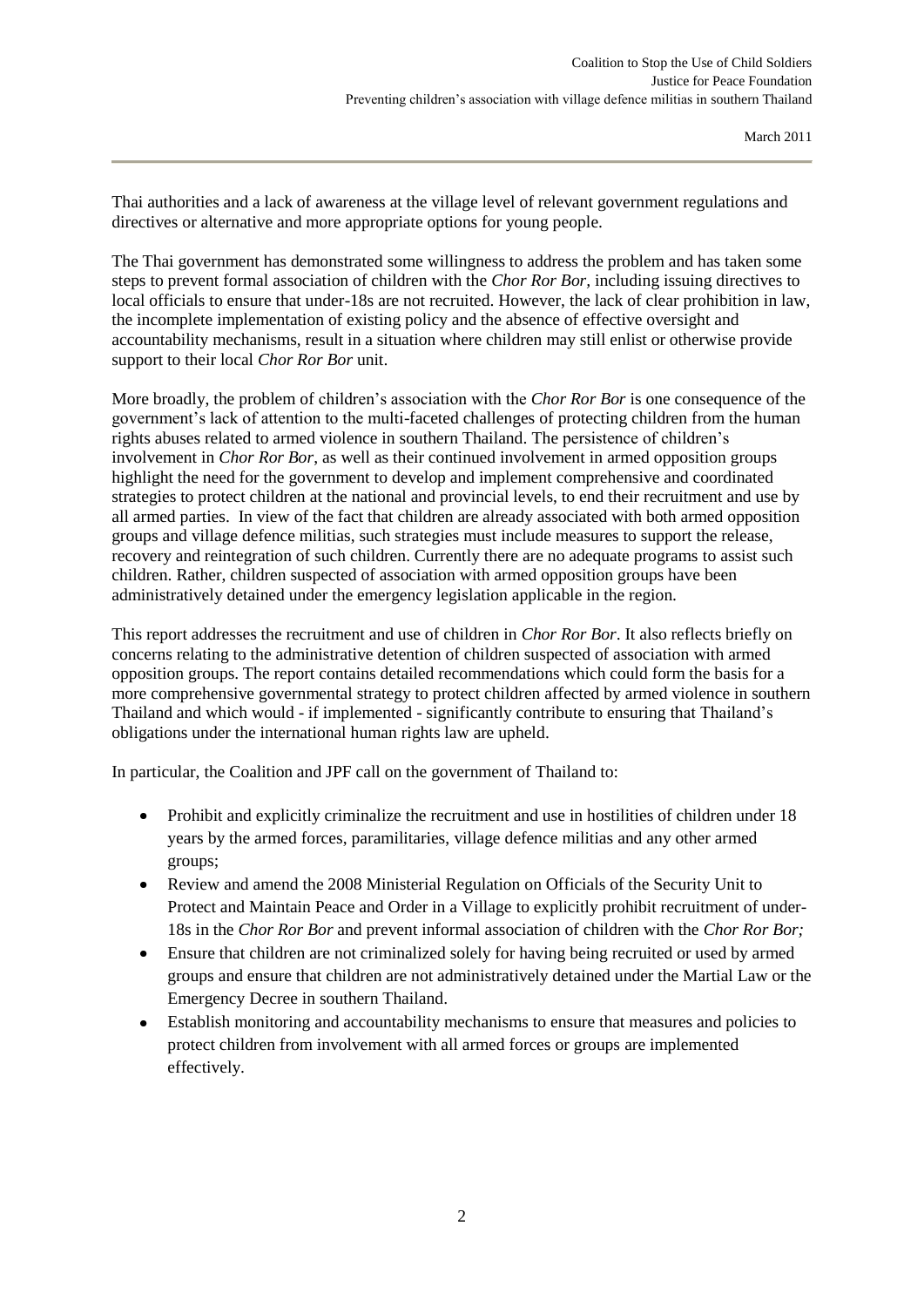Thai authorities and a lack of awareness at the village level of relevant government regulations and directives or alternative and more appropriate options for young people.

The Thai government has demonstrated some willingness to address the problem and has taken some steps to prevent formal association of children with the *Chor Ror Bor*, including issuing directives to local officials to ensure that under-18s are not recruited. However, the lack of clear prohibition in law, the incomplete implementation of existing policy and the absence of effective oversight and accountability mechanisms, result in a situation where children may still enlist or otherwise provide support to their local *Chor Ror Bor* unit.

More broadly, the problem of children's association with the *Chor Ror Bor* is one consequence of the government's lack of attention to the multi-faceted challenges of protecting children from the human rights abuses related to armed violence in southern Thailand. The persistence of children's involvement in *Chor Ror Bor*, as well as their continued involvement in armed opposition groups highlight the need for the government to develop and implement comprehensive and coordinated strategies to protect children at the national and provincial levels, to end their recruitment and use by all armed parties. In view of the fact that children are already associated with both armed opposition groups and village defence militias, such strategies must include measures to support the release, recovery and reintegration of such children. Currently there are no adequate programs to assist such children. Rather, children suspected of association with armed opposition groups have been administratively detained under the emergency legislation applicable in the region.

This report addresses the recruitment and use of children in *Chor Ror Bor*. It also reflects briefly on concerns relating to the administrative detention of children suspected of association with armed opposition groups. The report contains detailed recommendations which could form the basis for a more comprehensive governmental strategy to protect children affected by armed violence in southern Thailand and which would - if implemented - significantly contribute to ensuring that Thailand's obligations under the international human rights law are upheld.

In particular, the Coalition and JPF call on the government of Thailand to:

- Prohibit and explicitly criminalize the recruitment and use in hostilities of children under 18 years by the armed forces, paramilitaries, village defence militias and any other armed groups;
- Review and amend the 2008 Ministerial Regulation on Officials of the Security Unit to Protect and Maintain Peace and Order in a Village to explicitly prohibit recruitment of under-18s in the *Chor Ror Bor* and prevent informal association of children with the *Chor Ror Bor;*
- Ensure that children are not criminalized solely for having being recruited or used by armed groups and ensure that children are not administratively detained under the Martial Law or the Emergency Decree in southern Thailand.
- Establish monitoring and accountability mechanisms to ensure that measures and policies to protect children from involvement with all armed forces or groups are implemented effectively.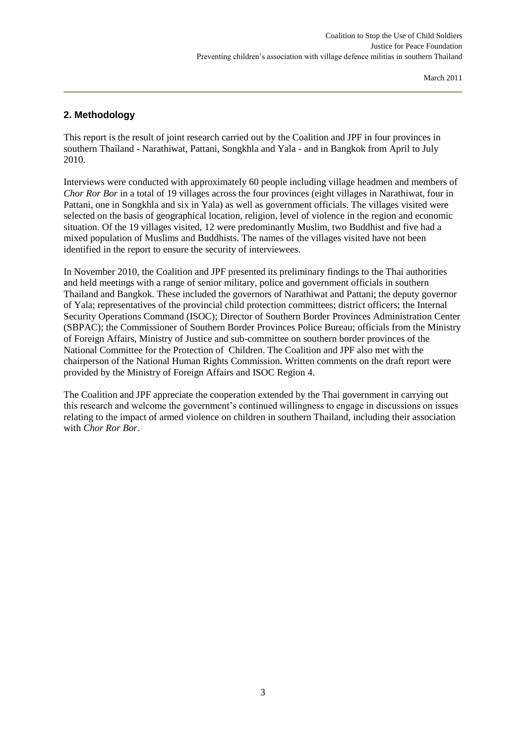## 2. Methodology

This report is the result of joint research carried out by the Coalition and JPF in four provinces in southern Thailand - Narathiwat, Pattani, Songkhla and Yala - and in Bangkok from April to July 2010.

Interviews were conducted with approximately 60 people including village headmen and members of *Chor Ror Bor* in a total of 19 villages across the four provinces (eight villages in Narathiwat, four in Pattani, one in Songkhla and six in Yala) as well as government officials. The villages visited were selected on the basis of geographical location, religion, level of violence in the region and economic situation. Of the 19 villages visited, 12 were predominantly Muslim, two Buddhist and five had a mixed population of Muslims and Buddhists. The names of the villages visited have not been identified in the report to ensure the security of interviewees.

In November 2010, the Coalition and JPF presented its preliminary findings to the Thai authorities and held meetings with a range of senior military, police and government officials in southern Thailand and Bangkok. These included the governors of Narathiwat and Pattani; the deputy governor of Yala; representatives of the provincial child protection committees; district officers; the Internal Security Operations Command (ISOC); Director of Southern Border Provinces Administration Center (SBPAC); the Commissioner of Southern Border Provinces Police Bureau; officials from the Ministry of Foreign Affairs, Ministry of Justice and sub-committee on southern border provinces of the National Committee for the Protection of Children. The Coalition and JPF also met with the chairperson of the National Human Rights Commission. Written comments on the draft report were provided by the Ministry of Foreign Affairs and ISOC Region 4.

The Coalition and JPF appreciate the cooperation extended by the Thai government in carrying out this research and welcome the government's continued willingness to engage in discussions on issues relating to the impact of armed violence on children in southern Thailand, including their association with *Chor Ror Bor*.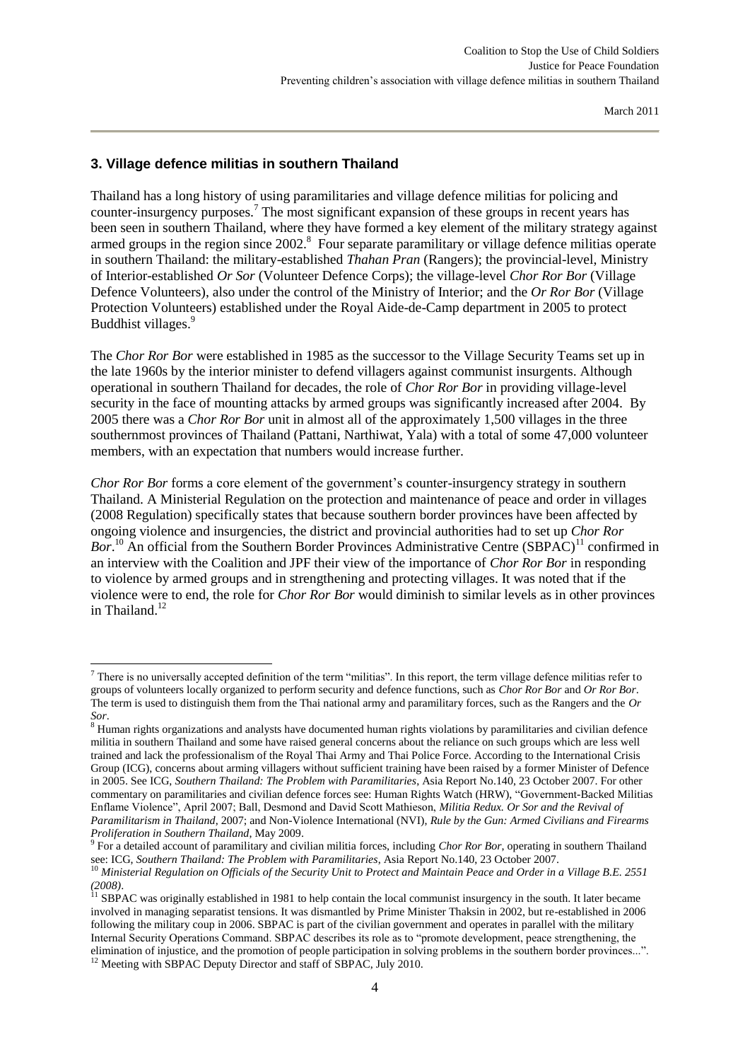## 3. Village defence militias in southern Thailand

Thailand has a long history of using paramilitaries and village defence militias for policing and counter-insurgency purposes.[7] The most significant expansion of these groups in recent years has been seen in southern Thailand, where they have formed a key element of the military strategy against armed groups in the region since 2002.[8] Four separate paramilitary or village defence militias operate in southern Thailand: the military-established *Thahan Pran* (Rangers); the provincial-level, Ministry of Interior-established *Or Sor* (Volunteer Defence Corps); the village-level *Chor Ror Bor* (Village Defence Volunteers), also under the control of the Ministry of Interior; and the *Or Ror Bor* (Village Protection Volunteers) established under the Royal Aide-de-Camp department in 2005 to protect Buddhist villages.[9]

The *Chor Ror Bor* were established in 1985 as the successor to the Village Security Teams set up in the late 1960s by the interior minister to defend villagers against communist insurgents. Although operational in southern Thailand for decades, the role of *Chor Ror Bor* in providing village-level security in the face of mounting attacks by armed groups was significantly increased after 2004. By 2005 there was a *Chor Ror Bor* unit in almost all of the approximately 1,500 villages in the three southernmost provinces of Thailand (Pattani, Narthiwat, Yala) with a total of some 47,000 volunteer members, with an expectation that numbers would increase further.

*Chor Ror Bor* forms a core element of the government's counter-insurgency strategy in southern Thailand. A Ministerial Regulation on the protection and maintenance of peace and order in villages (2008 Regulation) specifically states that because southern border provinces have been affected by ongoing violence and insurgencies, the district and provincial authorities had to set up *Chor Ror Bor*.[10] An official from the Southern Border Provinces Administrative Centre (SBPAC)[11] confirmed in an interview with the Coalition and JPF their view of the importance of *Chor Ror Bor* in responding to violence by armed groups and in strengthening and protecting villages. It was noted that if the violence were to end, the role for *Chor Ror Bor* would diminish to similar levels as in other provinces in Thailand.[12]

---

[7] There is no universally accepted definition of the term "militias". In this report, the term village defence militias refer to groups of volunteers locally organized to perform security and defence functions, such as *Chor Ror Bor* and *Or Ror Bor*. The term is used to distinguish them from the Thai national army and paramilitary forces, such as the Rangers and the *Or Sor*.

[8] Human rights organizations and analysts have documented human rights violations by paramilitaries and civilian defence militia in southern Thailand and some have raised general concerns about the reliance on such groups which are less well trained and lack the professionalism of the Royal Thai Army and Thai Police Force. According to the International Crisis Group (ICG), concerns about arming villagers without sufficient training have been raised by a former Minister of Defence in 2005. See ICG, *Southern Thailand: The Problem with Paramilitaries*, Asia Report No.140, 23 October 2007. For other commentary on paramilitaries and civilian defence forces see: Human Rights Watch (HRW), "Government-Backed Militias Enflame Violence", April 2007; Ball, Desmond and David Scott Mathieson, *Militia Redux. Or Sor and the Revival of Paramilitarism in Thailand*, 2007; and Non-Violence International (NVI), *Rule by the Gun: Armed Civilians and Firearms Proliferation in Southern Thailand*, May 2009.

[9] For a detailed account of paramilitary and civilian militia forces, including *Chor Ror Bor*, operating in southern Thailand see: ICG, *Southern Thailand: The Problem with Paramilitaries*, Asia Report No.140, 23 October 2007.

[10] *Ministerial Regulation on Officials of the Security Unit to Protect and Maintain Peace and Order in a Village B.E. 2551 (2008)*.

[11] SBPAC was originally established in 1981 to help contain the local communist insurgency in the south. It later became involved in managing separatist tensions. It was dismantled by Prime Minister Thaksin in 2002, but re-established in 2006 following the military coup in 2006. SBPAC is part of the civilian government and operates in parallel with the military Internal Security Operations Command. SBPAC describes its role as to "promote development, peace strengthening, the elimination of injustice, and the promotion of people participation in solving problems in the southern border provinces...".

[12] Meeting with SBPAC Deputy Director and staff of SBPAC, July 2010.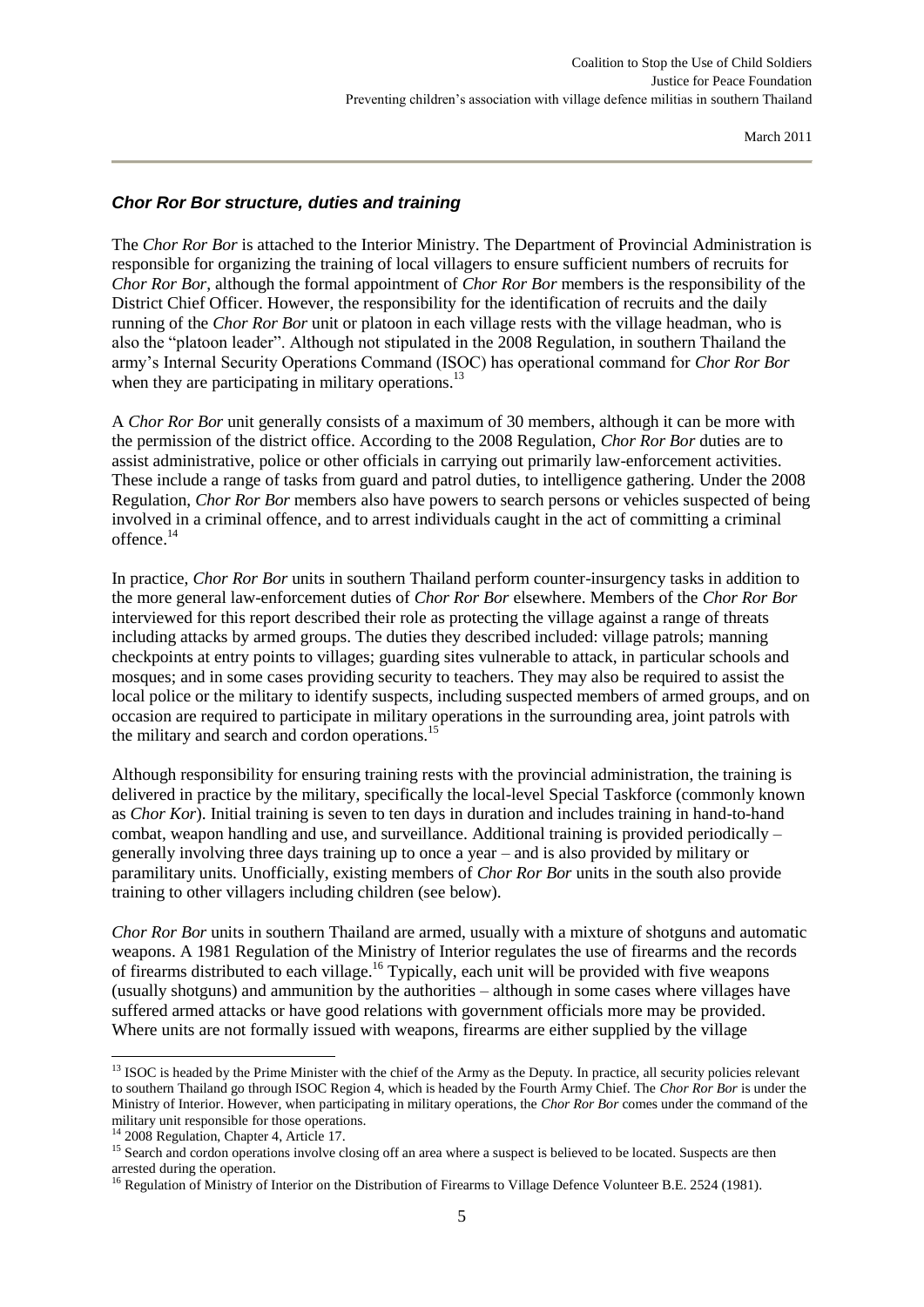### *Chor Ror Bor structure, duties and training*

The *Chor Ror Bor* is attached to the Interior Ministry. The Department of Provincial Administration is responsible for organizing the training of local villagers to ensure sufficient numbers of recruits for *Chor Ror Bor*, although the formal appointment of *Chor Ror Bor* members is the responsibility of the District Chief Officer. However, the responsibility for the identification of recruits and the daily running of the *Chor Ror Bor* unit or platoon in each village rests with the village headman, who is also the "platoon leader". Although not stipulated in the 2008 Regulation, in southern Thailand the army's Internal Security Operations Command (ISOC) has operational command for *Chor Ror Bor* when they are participating in military operations.[13]

A *Chor Ror Bor* unit generally consists of a maximum of 30 members, although it can be more with the permission of the district office. According to the 2008 Regulation, *Chor Ror Bor* duties are to assist administrative, police or other officials in carrying out primarily law-enforcement activities. These include a range of tasks from guard and patrol duties, to intelligence gathering. Under the 2008 Regulation, *Chor Ror Bor* members also have powers to search persons or vehicles suspected of being involved in a criminal offence, and to arrest individuals caught in the act of committing a criminal offence.[14]

In practice, *Chor Ror Bor* units in southern Thailand perform counter-insurgency tasks in addition to the more general law-enforcement duties of *Chor Ror Bor* elsewhere. Members of the *Chor Ror Bor* interviewed for this report described their role as protecting the village against a range of threats including attacks by armed groups. The duties they described included: village patrols; manning checkpoints at entry points to villages; guarding sites vulnerable to attack, in particular schools and mosques; and in some cases providing security to teachers. They may also be required to assist the local police or the military to identify suspects, including suspected members of armed groups, and on occasion are required to participate in military operations in the surrounding area, joint patrols with the military and search and cordon operations.[15]

Although responsibility for ensuring training rests with the provincial administration, the training is delivered in practice by the military, specifically the local-level Special Taskforce (commonly known as *Chor Kor*). Initial training is seven to ten days in duration and includes training in hand-to-hand combat, weapon handling and use, and surveillance. Additional training is provided periodically – generally involving three days training up to once a year – and is also provided by military or paramilitary units. Unofficially, existing members of *Chor Ror Bor* units in the south also provide training to other villagers including children (see below).

*Chor Ror Bor* units in southern Thailand are armed, usually with a mixture of shotguns and automatic weapons. A 1981 Regulation of the Ministry of Interior regulates the use of firearms and the records of firearms distributed to each village.[16] Typically, each unit will be provided with five weapons (usually shotguns) and ammunition by the authorities – although in some cases where villages have suffered armed attacks or have good relations with government officials more may be provided. Where units are not formally issued with weapons, firearms are either supplied by the village

---

[13] ISOC is headed by the Prime Minister with the chief of the Army as the Deputy. In practice, all security policies relevant to southern Thailand go through ISOC Region 4, which is headed by the Fourth Army Chief. The *Chor Ror Bor* is under the Ministry of Interior. However, when participating in military operations, the *Chor Ror Bor* comes under the command of the military unit responsible for those operations.

[14] 2008 Regulation, Chapter 4, Article 17.

[15] Search and cordon operations involve closing off an area where a suspect is believed to be located. Suspects are then arrested during the operation.

[16] Regulation of Ministry of Interior on the Distribution of Firearms to Village Defence Volunteer B.E. 2524 (1981).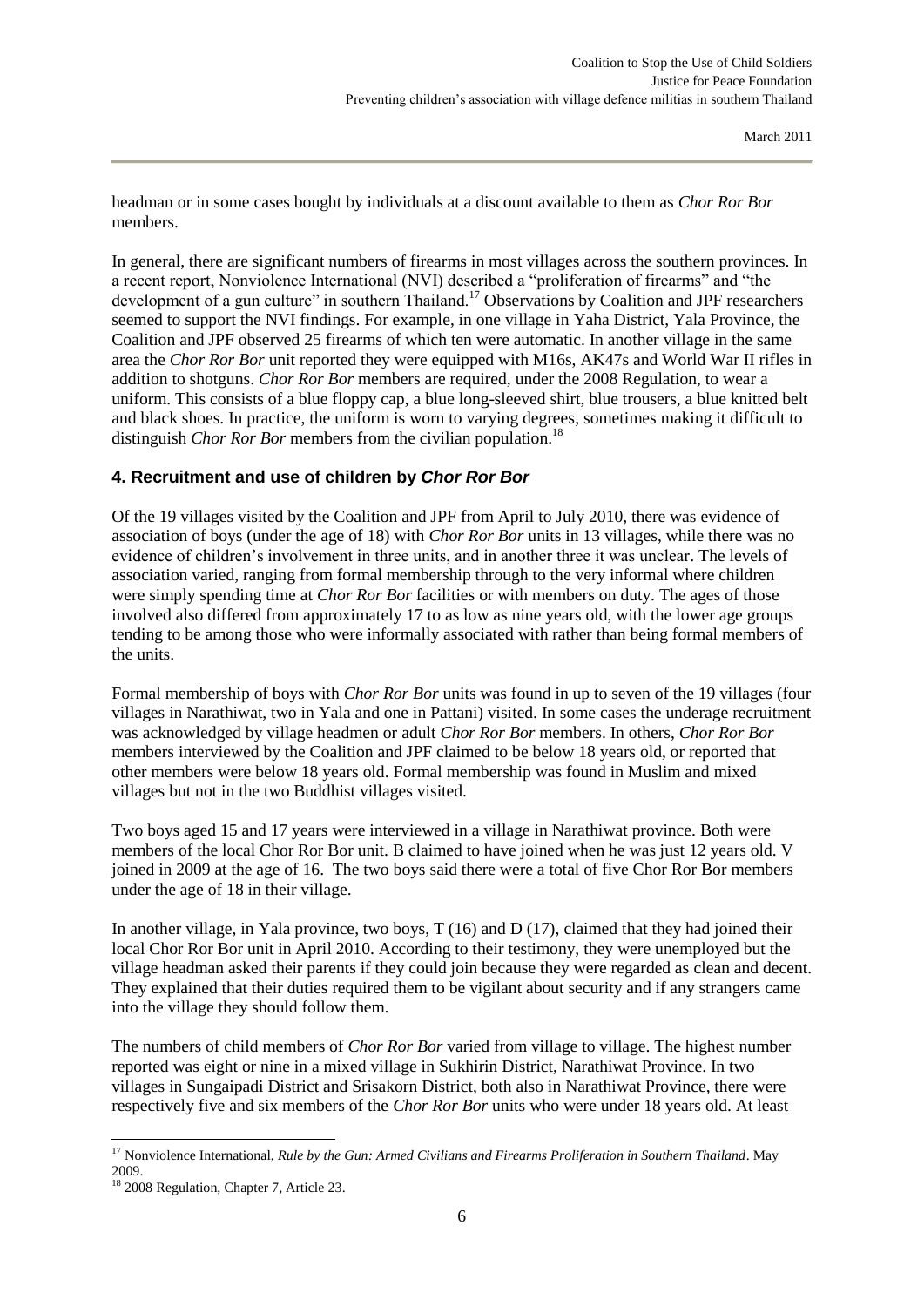headman or in some cases bought by individuals at a discount available to them as *Chor Ror Bor* members.

In general, there are significant numbers of firearms in most villages across the southern provinces. In a recent report, Nonviolence International (NVI) described a "proliferation of firearms" and "the development of a gun culture" in southern Thailand.[17] Observations by Coalition and JPF researchers seemed to support the NVI findings. For example, in one village in Yaha District, Yala Province, the Coalition and JPF observed 25 firearms of which ten were automatic. In another village in the same area the *Chor Ror Bor* unit reported they were equipped with M16s, AK47s and World War II rifles in addition to shotguns. *Chor Ror Bor* members are required, under the 2008 Regulation, to wear a uniform. This consists of a blue floppy cap, a blue long-sleeved shirt, blue trousers, a blue knitted belt and black shoes. In practice, the uniform is worn to varying degrees, sometimes making it difficult to distinguish *Chor Ror Bor* members from the civilian population.[18]

### 4. Recruitment and use of children by *Chor Ror Bor*

Of the 19 villages visited by the Coalition and JPF from April to July 2010, there was evidence of association of boys (under the age of 18) with *Chor Ror Bor* units in 13 villages, while there was no evidence of children's involvement in three units, and in another three it was unclear. The levels of association varied, ranging from formal membership through to the very informal where children were simply spending time at *Chor Ror Bor* facilities or with members on duty. The ages of those involved also differed from approximately 17 to as low as nine years old, with the lower age groups tending to be among those who were informally associated with rather than being formal members of the units.

Formal membership of boys with *Chor Ror Bor* units was found in up to seven of the 19 villages (four villages in Narathiwat, two in Yala and one in Pattani) visited. In some cases the underage recruitment was acknowledged by village headmen or adult *Chor Ror Bor* members. In others, *Chor Ror Bor* members interviewed by the Coalition and JPF claimed to be below 18 years old, or reported that other members were below 18 years old. Formal membership was found in Muslim and mixed villages but not in the two Buddhist villages visited.

Two boys aged 15 and 17 years were interviewed in a village in Narathiwat province. Both were members of the local Chor Ror Bor unit. B claimed to have joined when he was just 12 years old. V joined in 2009 at the age of 16. The two boys said there were a total of five Chor Ror Bor members under the age of 18 in their village.

In another village, in Yala province, two boys, T (16) and D (17), claimed that they had joined their local Chor Ror Bor unit in April 2010. According to their testimony, they were unemployed but the village headman asked their parents if they could join because they were regarded as clean and decent. They explained that their duties required them to be vigilant about security and if any strangers came into the village they should follow them.

The numbers of child members of *Chor Ror Bor* varied from village to village. The highest number reported was eight or nine in a mixed village in Sukhirin District, Narathiwat Province. In two villages in Sungaipadi District and Srisakorn District, both also in Narathiwat Province, there were respectively five and six members of the *Chor Ror Bor* units who were under 18 years old. At least

---

[17] Nonviolence International, *Rule by the Gun: Armed Civilians and Firearms Proliferation in Southern Thailand*. May 2009.

[18] 2008 Regulation, Chapter 7, Article 23.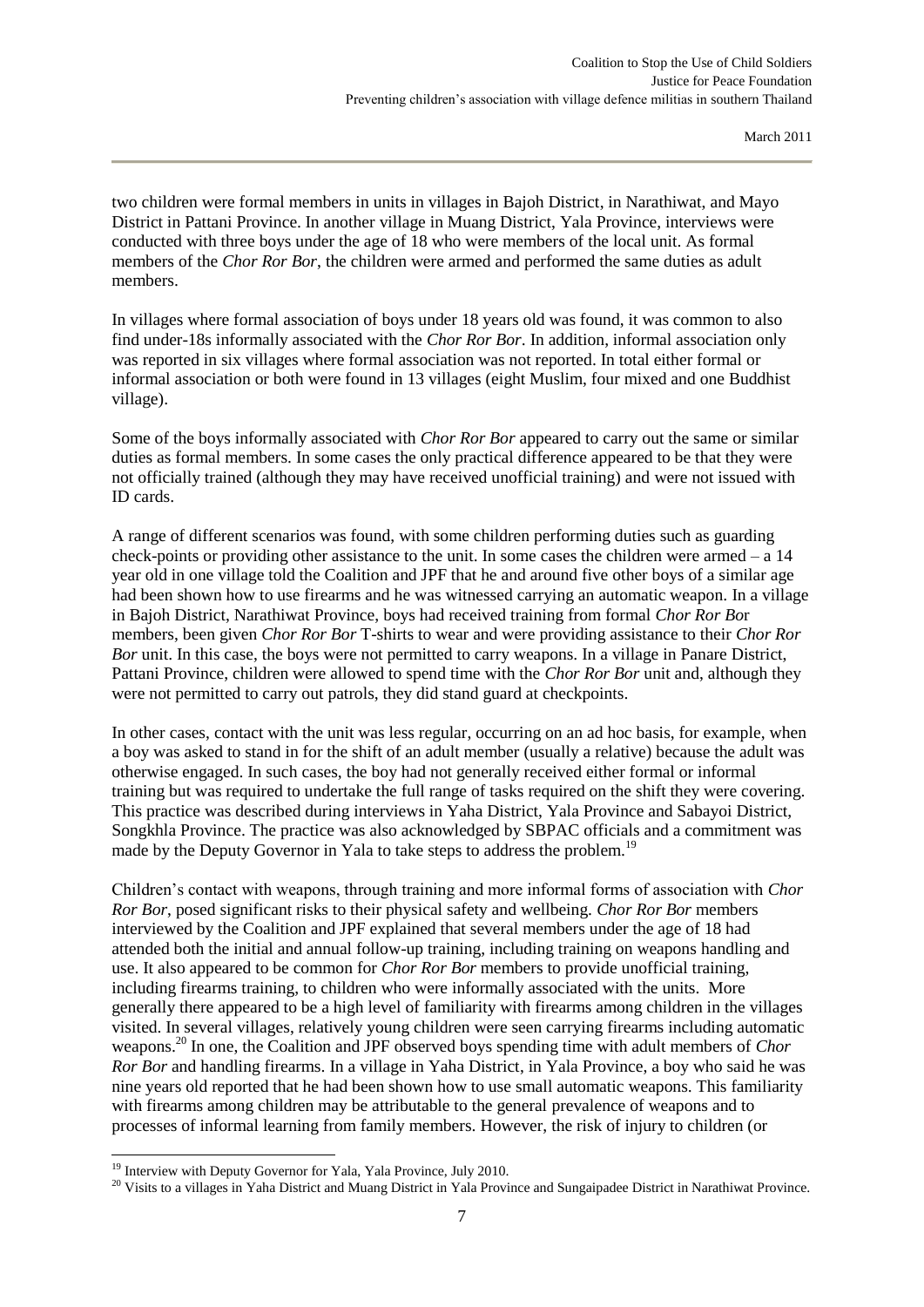two children were formal members in units in villages in Bajoh District, in Narathiwat, and Mayo District in Pattani Province. In another village in Muang District, Yala Province, interviews were conducted with three boys under the age of 18 who were members of the local unit. As formal members of the *Chor Ror Bor*, the children were armed and performed the same duties as adult members.

In villages where formal association of boys under 18 years old was found, it was common to also find under-18s informally associated with the *Chor Ror Bor*. In addition, informal association only was reported in six villages where formal association was not reported. In total either formal or informal association or both were found in 13 villages (eight Muslim, four mixed and one Buddhist village).

Some of the boys informally associated with *Chor Ror Bor* appeared to carry out the same or similar duties as formal members. In some cases the only practical difference appeared to be that they were not officially trained (although they may have received unofficial training) and were not issued with ID cards.

A range of different scenarios was found, with some children performing duties such as guarding check-points or providing other assistance to the unit. In some cases the children were armed – a 14 year old in one village told the Coalition and JPF that he and around five other boys of a similar age had been shown how to use firearms and he was witnessed carrying an automatic weapon. In a village in Bajoh District, Narathiwat Province, boys had received training from formal *Chor Ror Bo*r members, been given *Chor Ror Bor* T-shirts to wear and were providing assistance to their *Chor Ror Bor* unit. In this case, the boys were not permitted to carry weapons. In a village in Panare District, Pattani Province, children were allowed to spend time with the *Chor Ror Bor* unit and, although they were not permitted to carry out patrols, they did stand guard at checkpoints.

In other cases, contact with the unit was less regular, occurring on an ad hoc basis, for example, when a boy was asked to stand in for the shift of an adult member (usually a relative) because the adult was otherwise engaged. In such cases, the boy had not generally received either formal or informal training but was required to undertake the full range of tasks required on the shift they were covering. This practice was described during interviews in Yaha District, Yala Province and Sabayoi District, Songkhla Province. The practice was also acknowledged by SBPAC officials and a commitment was made by the Deputy Governor in Yala to take steps to address the problem.[19]

Children's contact with weapons, through training and more informal forms of association with *Chor Ror Bor*, posed significant risks to their physical safety and wellbeing. *Chor Ror Bor* members interviewed by the Coalition and JPF explained that several members under the age of 18 had attended both the initial and annual follow-up training, including training on weapons handling and use. It also appeared to be common for *Chor Ror Bor* members to provide unofficial training, including firearms training, to children who were informally associated with the units. More generally there appeared to be a high level of familiarity with firearms among children in the villages visited. In several villages, relatively young children were seen carrying firearms including automatic weapons.[20] In one, the Coalition and JPF observed boys spending time with adult members of *Chor Ror Bor* and handling firearms. In a village in Yaha District, in Yala Province, a boy who said he was nine years old reported that he had been shown how to use small automatic weapons. This familiarity with firearms among children may be attributable to the general prevalence of weapons and to processes of informal learning from family members. However, the risk of injury to children (or

[19] Interview with Deputy Governor for Yala, Yala Province, July 2010.

[20] Visits to a villages in Yaha District and Muang District in Yala Province and Sungaipadee District in Narathiwat Province.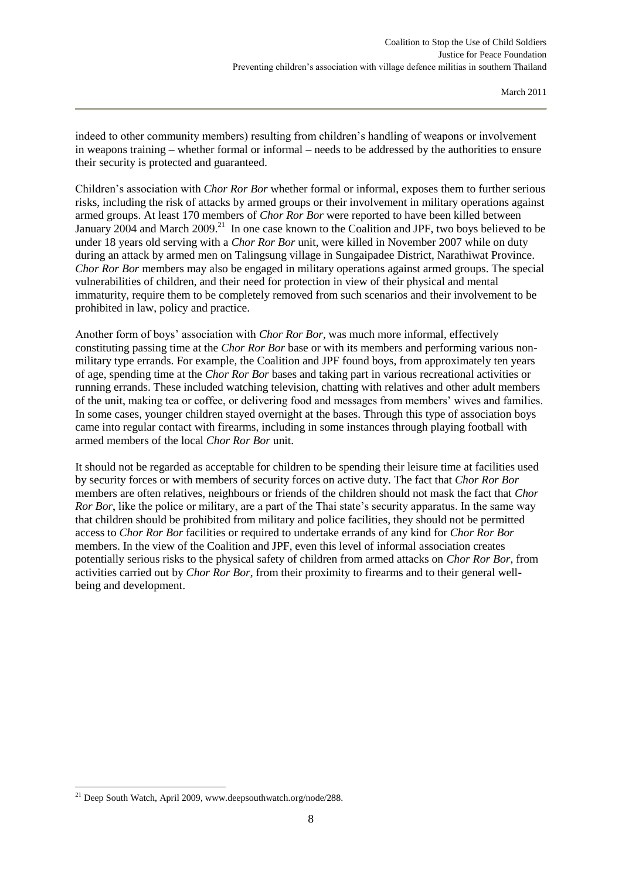indeed to other community members) resulting from children's handling of weapons or involvement in weapons training – whether formal or informal – needs to be addressed by the authorities to ensure their security is protected and guaranteed.

Children's association with *Chor Ror Bor* whether formal or informal, exposes them to further serious risks, including the risk of attacks by armed groups or their involvement in military operations against armed groups. At least 170 members of *Chor Ror Bor* were reported to have been killed between January 2004 and March 2009.[21] In one case known to the Coalition and JPF, two boys believed to be under 18 years old serving with a *Chor Ror Bor* unit, were killed in November 2007 while on duty during an attack by armed men on Talingsung village in Sungaipadee District, Narathiwat Province. *Chor Ror Bor* members may also be engaged in military operations against armed groups. The special vulnerabilities of children, and their need for protection in view of their physical and mental immaturity, require them to be completely removed from such scenarios and their involvement to be prohibited in law, policy and practice.

Another form of boys' association with *Chor Ror Bor*, was much more informal, effectively constituting passing time at the *Chor Ror Bor* base or with its members and performing various non-military type errands. For example, the Coalition and JPF found boys, from approximately ten years of age, spending time at the *Chor Ror Bor* bases and taking part in various recreational activities or running errands. These included watching television, chatting with relatives and other adult members of the unit, making tea or coffee, or delivering food and messages from members' wives and families. In some cases, younger children stayed overnight at the bases. Through this type of association boys came into regular contact with firearms, including in some instances through playing football with armed members of the local *Chor Ror Bor* unit.

It should not be regarded as acceptable for children to be spending their leisure time at facilities used by security forces or with members of security forces on active duty. The fact that *Chor Ror Bor* members are often relatives, neighbours or friends of the children should not mask the fact that *Chor Ror Bor*, like the police or military, are a part of the Thai state's security apparatus. In the same way that children should be prohibited from military and police facilities, they should not be permitted access to *Chor Ror Bor* facilities or required to undertake errands of any kind for *Chor Ror Bor* members. In the view of the Coalition and JPF, even this level of informal association creates potentially serious risks to the physical safety of children from armed attacks on *Chor Ror Bor*, from activities carried out by *Chor Ror Bor*, from their proximity to firearms and to their general well-being and development.

[21] Deep South Watch, April 2009, www.deepsouthwatch.org/node/288.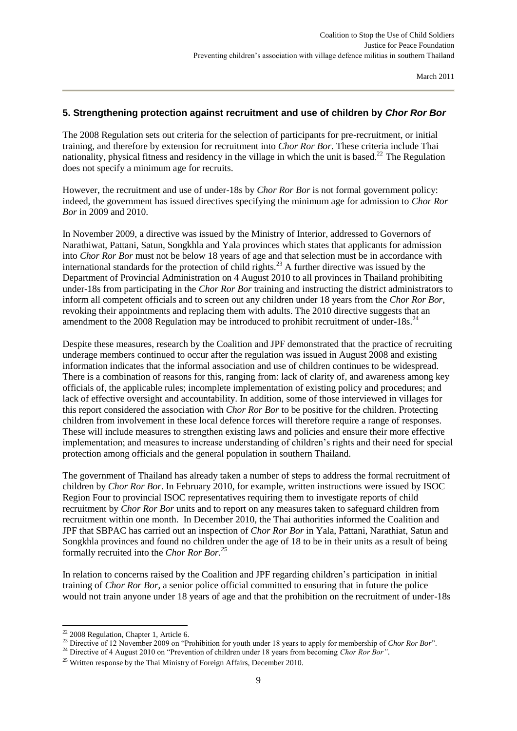## 5. Strengthening protection against recruitment and use of children by *Chor Ror Bor*

The 2008 Regulation sets out criteria for the selection of participants for pre-recruitment, or initial training, and therefore by extension for recruitment into *Chor Ror Bor*. These criteria include Thai nationality, physical fitness and residency in the village in which the unit is based.[22] The Regulation does not specify a minimum age for recruits.

However, the recruitment and use of under-18s by *Chor Ror Bor* is not formal government policy: indeed, the government has issued directives specifying the minimum age for admission to *Chor Ror Bor* in 2009 and 2010.

In November 2009, a directive was issued by the Ministry of Interior, addressed to Governors of Narathiwat, Pattani, Satun, Songkhla and Yala provinces which states that applicants for admission into *Chor Ror Bor* must not be below 18 years of age and that selection must be in accordance with international standards for the protection of child rights.[23] A further directive was issued by the Department of Provincial Administration on 4 August 2010 to all provinces in Thailand prohibiting under-18s from participating in the *Chor Ror Bor* training and instructing the district administrators to inform all competent officials and to screen out any children under 18 years from the *Chor Ror Bor*, revoking their appointments and replacing them with adults. The 2010 directive suggests that an amendment to the 2008 Regulation may be introduced to prohibit recruitment of under-18s.[24]

Despite these measures, research by the Coalition and JPF demonstrated that the practice of recruiting underage members continued to occur after the regulation was issued in August 2008 and existing information indicates that the informal association and use of children continues to be widespread. There is a combination of reasons for this, ranging from: lack of clarity of, and awareness among key officials of, the applicable rules; incomplete implementation of existing policy and procedures; and lack of effective oversight and accountability. In addition, some of those interviewed in villages for this report considered the association with *Chor Ror Bor* to be positive for the children. Protecting children from involvement in these local defence forces will therefore require a range of responses. These will include measures to strengthen existing laws and policies and ensure their more effective implementation; and measures to increase understanding of children's rights and their need for special protection among officials and the general population in southern Thailand.

The government of Thailand has already taken a number of steps to address the formal recruitment of children by *Chor Ror Bor*. In February 2010, for example, written instructions were issued by ISOC Region Four to provincial ISOC representatives requiring them to investigate reports of child recruitment by *Chor Ror Bor* units and to report on any measures taken to safeguard children from recruitment within one month. In December 2010, the Thai authorities informed the Coalition and JPF that SBPAC has carried out an inspection of *Chor Ror Bor* in Yala, Pattani, Narathiat, Satun and Songkhla provinces and found no children under the age of 18 to be in their units as a result of being formally recruited into the *Chor Ror Bor.*[25]

In relation to concerns raised by the Coalition and JPF regarding children's participation in initial training of *Chor Ror Bor*, a senior police official committed to ensuring that in future the police would not train anyone under 18 years of age and that the prohibition on the recruitment of under-18s

---

[22] 2008 Regulation, Chapter 1, Article 6.

[23] Directive of 12 November 2009 on "Prohibition for youth under 18 years to apply for membership of *Chor Ror Bor*".

[24] Directive of 4 August 2010 on "Prevention of children under 18 years from becoming *Chor Ror Bor"*.

[25] Written response by the Thai Ministry of Foreign Affairs, December 2010.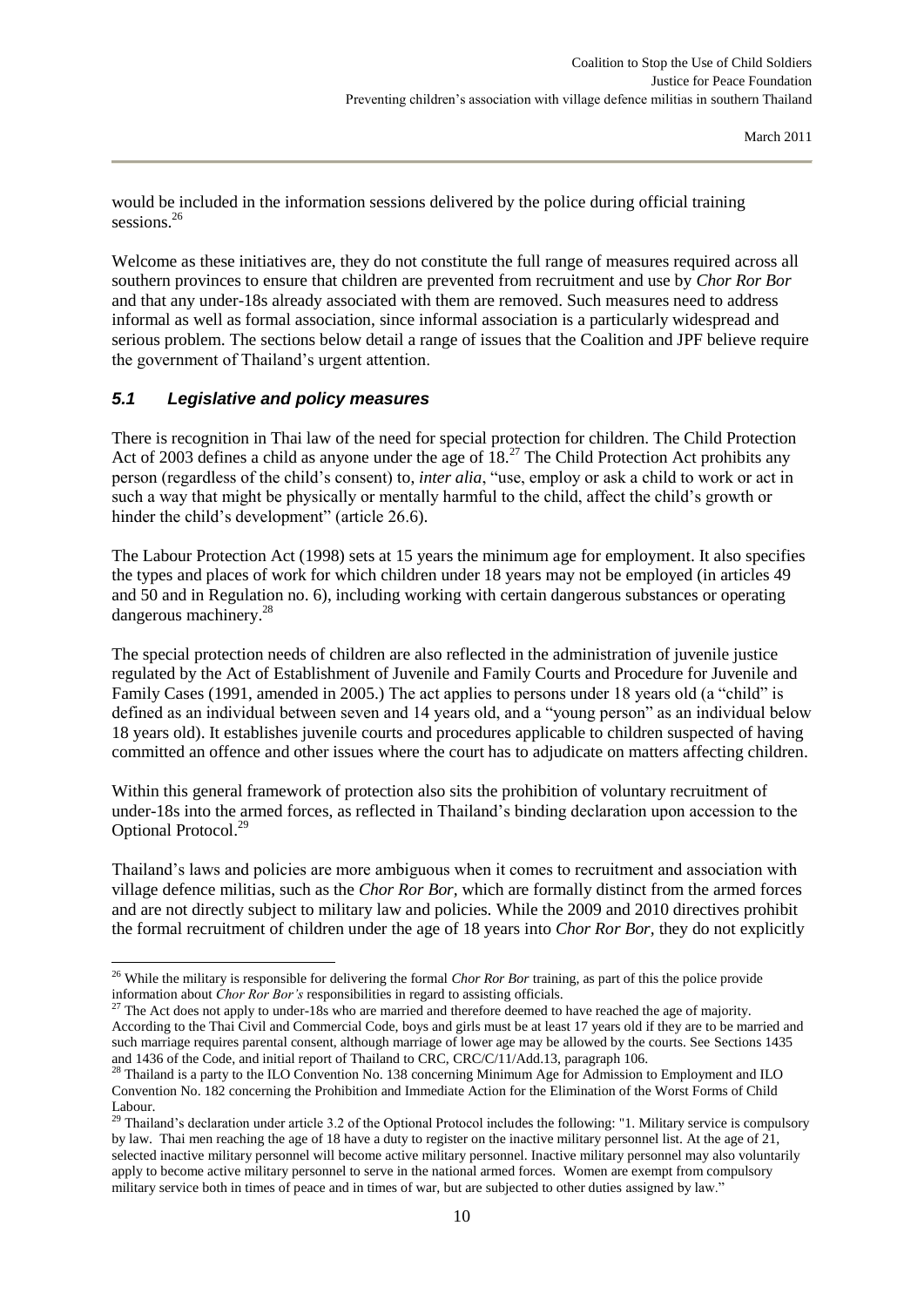would be included in the information sessions delivered by the police during official training sessions.[26]

Welcome as these initiatives are, they do not constitute the full range of measures required across all southern provinces to ensure that children are prevented from recruitment and use by *Chor Ror Bor* and that any under-18s already associated with them are removed. Such measures need to address informal as well as formal association, since informal association is a particularly widespread and serious problem. The sections below detail a range of issues that the Coalition and JPF believe require the government of Thailand's urgent attention.

### *5.1 Legislative and policy measures*

There is recognition in Thai law of the need for special protection for children. The Child Protection Act of 2003 defines a child as anyone under the age of 18.[27] The Child Protection Act prohibits any person (regardless of the child's consent) to, *inter alia*, "use, employ or ask a child to work or act in such a way that might be physically or mentally harmful to the child, affect the child's growth or hinder the child's development" (article 26.6).

The Labour Protection Act (1998) sets at 15 years the minimum age for employment. It also specifies the types and places of work for which children under 18 years may not be employed (in articles 49 and 50 and in Regulation no. 6), including working with certain dangerous substances or operating dangerous machinery.[28]

The special protection needs of children are also reflected in the administration of juvenile justice regulated by the Act of Establishment of Juvenile and Family Courts and Procedure for Juvenile and Family Cases (1991, amended in 2005.) The act applies to persons under 18 years old (a "child" is defined as an individual between seven and 14 years old, and a "young person" as an individual below 18 years old). It establishes juvenile courts and procedures applicable to children suspected of having committed an offence and other issues where the court has to adjudicate on matters affecting children.

Within this general framework of protection also sits the prohibition of voluntary recruitment of under-18s into the armed forces, as reflected in Thailand's binding declaration upon accession to the Optional Protocol.[29]

Thailand's laws and policies are more ambiguous when it comes to recruitment and association with village defence militias, such as the *Chor Ror Bor*, which are formally distinct from the armed forces and are not directly subject to military law and policies. While the 2009 and 2010 directives prohibit the formal recruitment of children under the age of 18 years into *Chor Ror Bor*, they do not explicitly

---

[26] While the military is responsible for delivering the formal *Chor Ror Bor* training, as part of this the police provide information about *Chor Ror Bor's* responsibilities in regard to assisting officials.

[27] The Act does not apply to under-18s who are married and therefore deemed to have reached the age of majority. According to the Thai Civil and Commercial Code, boys and girls must be at least 17 years old if they are to be married and such marriage requires parental consent, although marriage of lower age may be allowed by the courts. See Sections 1435 and 1436 of the Code, and initial report of Thailand to CRC, CRC/C/11/Add.13, paragraph 106.

[28] Thailand is a party to the ILO Convention No. 138 concerning Minimum Age for Admission to Employment and ILO Convention No. 182 concerning the Prohibition and Immediate Action for the Elimination of the Worst Forms of Child Labour.

[29] Thailand's declaration under article 3.2 of the Optional Protocol includes the following: "1. Military service is compulsory by law. Thai men reaching the age of 18 have a duty to register on the inactive military personnel list. At the age of 21, selected inactive military personnel will become active military personnel. Inactive military personnel may also voluntarily apply to become active military personnel to serve in the national armed forces. Women are exempt from compulsory military service both in times of peace and in times of war, but are subjected to other duties assigned by law."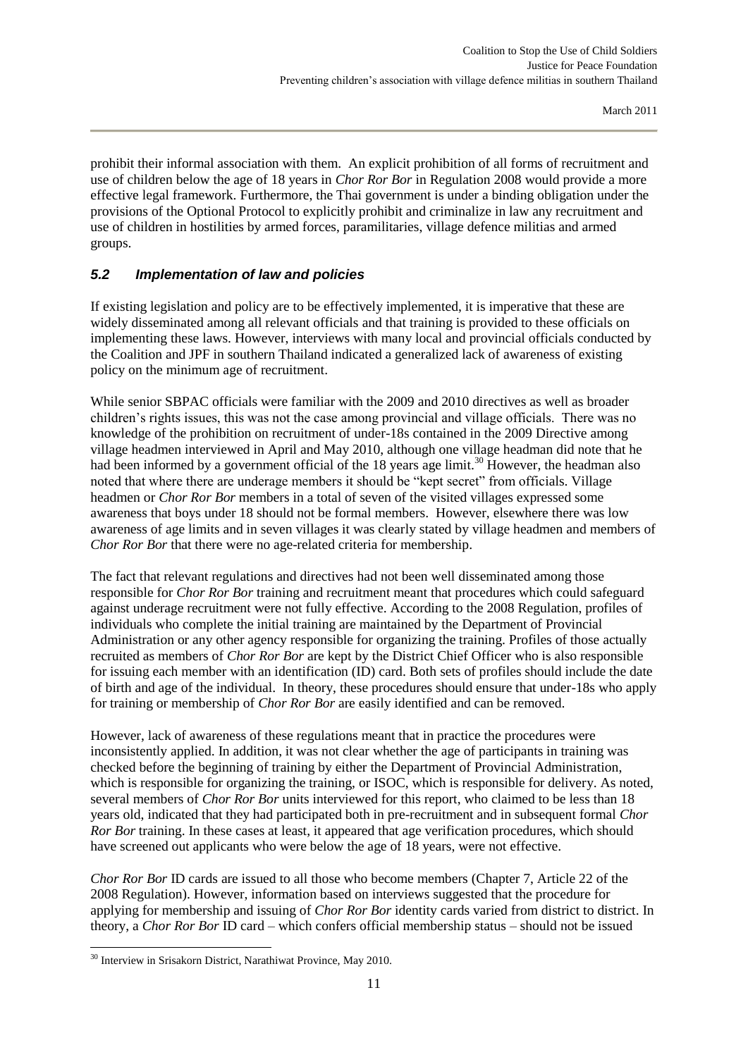prohibit their informal association with them. An explicit prohibition of all forms of recruitment and use of children below the age of 18 years in *Chor Ror Bor* in Regulation 2008 would provide a more effective legal framework. Furthermore, the Thai government is under a binding obligation under the provisions of the Optional Protocol to explicitly prohibit and criminalize in law any recruitment and use of children in hostilities by armed forces, paramilitaries, village defence militias and armed groups.

### *5.2 Implementation of law and policies*

If existing legislation and policy are to be effectively implemented, it is imperative that these are widely disseminated among all relevant officials and that training is provided to these officials on implementing these laws. However, interviews with many local and provincial officials conducted by the Coalition and JPF in southern Thailand indicated a generalized lack of awareness of existing policy on the minimum age of recruitment.

While senior SBPAC officials were familiar with the 2009 and 2010 directives as well as broader children's rights issues, this was not the case among provincial and village officials. There was no knowledge of the prohibition on recruitment of under-18s contained in the 2009 Directive among village headmen interviewed in April and May 2010, although one village headman did note that he had been informed by a government official of the 18 years age limit.[30] However, the headman also noted that where there are underage members it should be "kept secret" from officials. Village headmen or *Chor Ror Bor* members in a total of seven of the visited villages expressed some awareness that boys under 18 should not be formal members. However, elsewhere there was low awareness of age limits and in seven villages it was clearly stated by village headmen and members of *Chor Ror Bor* that there were no age-related criteria for membership.

The fact that relevant regulations and directives had not been well disseminated among those responsible for *Chor Ror Bor* training and recruitment meant that procedures which could safeguard against underage recruitment were not fully effective. According to the 2008 Regulation, profiles of individuals who complete the initial training are maintained by the Department of Provincial Administration or any other agency responsible for organizing the training. Profiles of those actually recruited as members of *Chor Ror Bor* are kept by the District Chief Officer who is also responsible for issuing each member with an identification (ID) card. Both sets of profiles should include the date of birth and age of the individual. In theory, these procedures should ensure that under-18s who apply for training or membership of *Chor Ror Bor* are easily identified and can be removed.

However, lack of awareness of these regulations meant that in practice the procedures were inconsistently applied. In addition, it was not clear whether the age of participants in training was checked before the beginning of training by either the Department of Provincial Administration, which is responsible for organizing the training, or ISOC, which is responsible for delivery. As noted, several members of *Chor Ror Bor* units interviewed for this report, who claimed to be less than 18 years old, indicated that they had participated both in pre-recruitment and in subsequent formal *Chor Ror Bor* training. In these cases at least, it appeared that age verification procedures, which should have screened out applicants who were below the age of 18 years, were not effective.

*Chor Ror Bor* ID cards are issued to all those who become members (Chapter 7, Article 22 of the 2008 Regulation). However, information based on interviews suggested that the procedure for applying for membership and issuing of *Chor Ror Bor* identity cards varied from district to district. In theory, a *Chor Ror Bor* ID card – which confers official membership status – should not be issued

---

[30] Interview in Srisakorn District, Narathiwat Province, May 2010.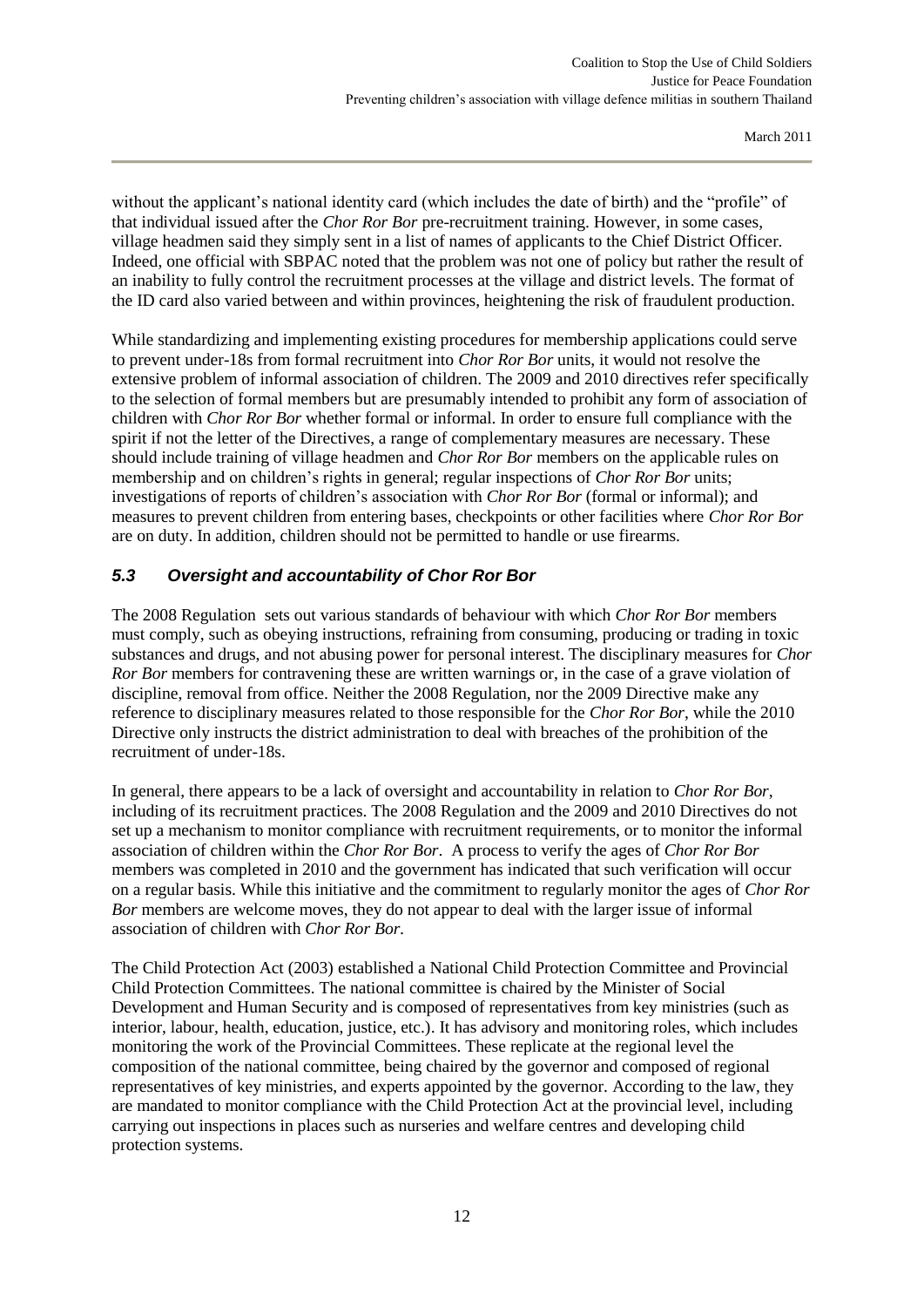without the applicant's national identity card (which includes the date of birth) and the "profile" of that individual issued after the *Chor Ror Bor* pre-recruitment training. However, in some cases, village headmen said they simply sent in a list of names of applicants to the Chief District Officer. Indeed, one official with SBPAC noted that the problem was not one of policy but rather the result of an inability to fully control the recruitment processes at the village and district levels. The format of the ID card also varied between and within provinces, heightening the risk of fraudulent production.

While standardizing and implementing existing procedures for membership applications could serve to prevent under-18s from formal recruitment into *Chor Ror Bor* units, it would not resolve the extensive problem of informal association of children. The 2009 and 2010 directives refer specifically to the selection of formal members but are presumably intended to prohibit any form of association of children with *Chor Ror Bor* whether formal or informal. In order to ensure full compliance with the spirit if not the letter of the Directives, a range of complementary measures are necessary. These should include training of village headmen and *Chor Ror Bor* members on the applicable rules on membership and on children's rights in general; regular inspections of *Chor Ror Bor* units; investigations of reports of children's association with *Chor Ror Bor* (formal or informal); and measures to prevent children from entering bases, checkpoints or other facilities where *Chor Ror Bor* are on duty. In addition, children should not be permitted to handle or use firearms.

## *5.3 Oversight and accountability of Chor Ror Bor*

The 2008 Regulation sets out various standards of behaviour with which *Chor Ror Bor* members must comply, such as obeying instructions, refraining from consuming, producing or trading in toxic substances and drugs, and not abusing power for personal interest. The disciplinary measures for *Chor Ror Bor* members for contravening these are written warnings or, in the case of a grave violation of discipline, removal from office. Neither the 2008 Regulation, nor the 2009 Directive make any reference to disciplinary measures related to those responsible for the *Chor Ror Bor*, while the 2010 Directive only instructs the district administration to deal with breaches of the prohibition of the recruitment of under-18s.

In general, there appears to be a lack of oversight and accountability in relation to *Chor Ror Bor*, including of its recruitment practices. The 2008 Regulation and the 2009 and 2010 Directives do not set up a mechanism to monitor compliance with recruitment requirements, or to monitor the informal association of children within the *Chor Ror Bor*. A process to verify the ages of *Chor Ror Bor* members was completed in 2010 and the government has indicated that such verification will occur on a regular basis. While this initiative and the commitment to regularly monitor the ages of *Chor Ror Bor* members are welcome moves, they do not appear to deal with the larger issue of informal association of children with *Chor Ror Bor*.

The Child Protection Act (2003) established a National Child Protection Committee and Provincial Child Protection Committees. The national committee is chaired by the Minister of Social Development and Human Security and is composed of representatives from key ministries (such as interior, labour, health, education, justice, etc.). It has advisory and monitoring roles, which includes monitoring the work of the Provincial Committees. These replicate at the regional level the composition of the national committee, being chaired by the governor and composed of regional representatives of key ministries, and experts appointed by the governor. According to the law, they are mandated to monitor compliance with the Child Protection Act at the provincial level, including carrying out inspections in places such as nurseries and welfare centres and developing child protection systems.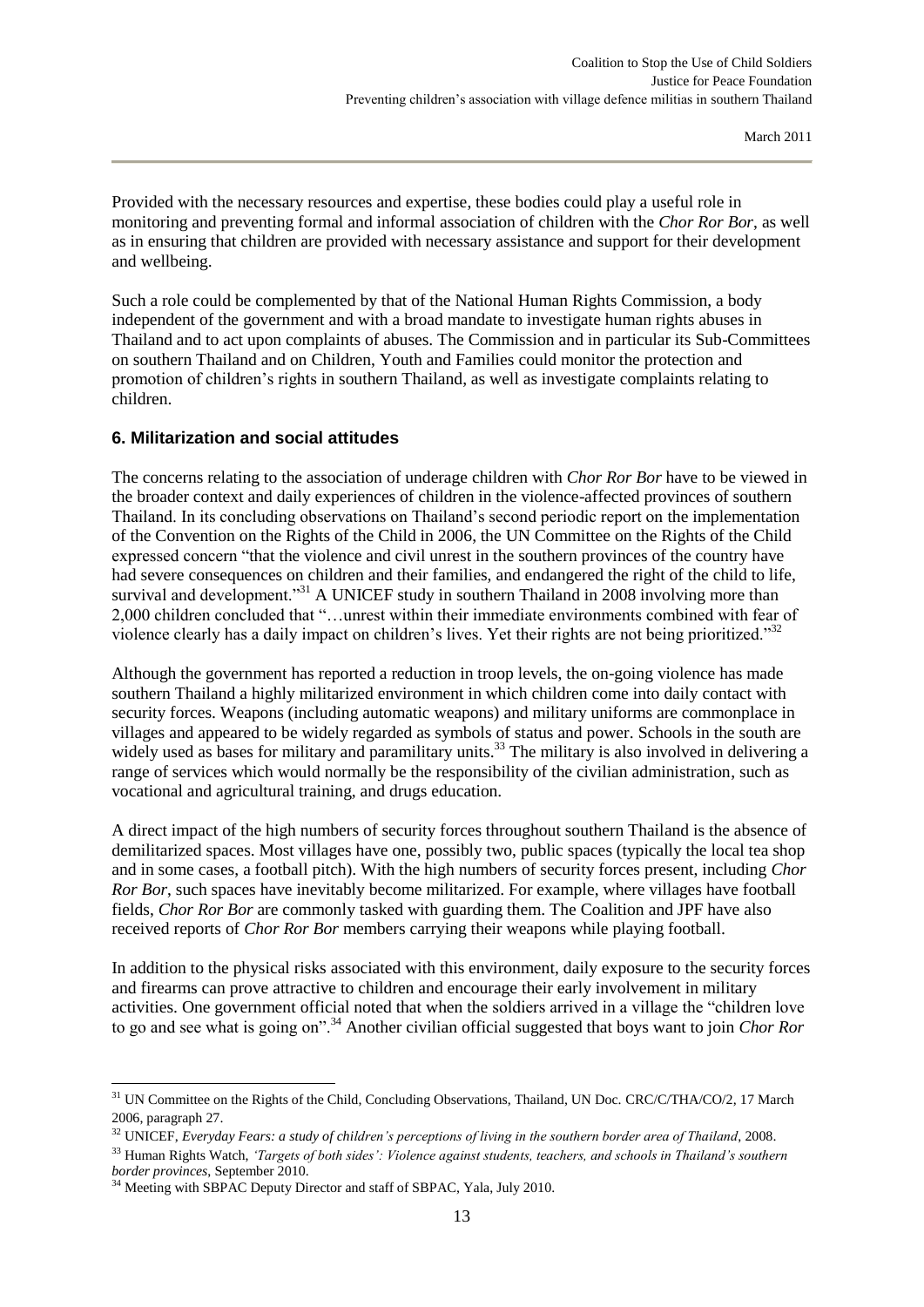Provided with the necessary resources and expertise, these bodies could play a useful role in monitoring and preventing formal and informal association of children with the *Chor Ror Bor*, as well as in ensuring that children are provided with necessary assistance and support for their development and wellbeing.

Such a role could be complemented by that of the National Human Rights Commission, a body independent of the government and with a broad mandate to investigate human rights abuses in Thailand and to act upon complaints of abuses. The Commission and in particular its Sub-Committees on southern Thailand and on Children, Youth and Families could monitor the protection and promotion of children's rights in southern Thailand, as well as investigate complaints relating to children.

## 6. Militarization and social attitudes

The concerns relating to the association of underage children with *Chor Ror Bor* have to be viewed in the broader context and daily experiences of children in the violence-affected provinces of southern Thailand. In its concluding observations on Thailand's second periodic report on the implementation of the Convention on the Rights of the Child in 2006, the UN Committee on the Rights of the Child expressed concern "that the violence and civil unrest in the southern provinces of the country have had severe consequences on children and their families, and endangered the right of the child to life, survival and development."[31] A UNICEF study in southern Thailand in 2008 involving more than 2,000 children concluded that "…unrest within their immediate environments combined with fear of violence clearly has a daily impact on children's lives. Yet their rights are not being prioritized."[32]

Although the government has reported a reduction in troop levels, the on-going violence has made southern Thailand a highly militarized environment in which children come into daily contact with security forces. Weapons (including automatic weapons) and military uniforms are commonplace in villages and appeared to be widely regarded as symbols of status and power. Schools in the south are widely used as bases for military and paramilitary units.[33] The military is also involved in delivering a range of services which would normally be the responsibility of the civilian administration, such as vocational and agricultural training, and drugs education.

A direct impact of the high numbers of security forces throughout southern Thailand is the absence of demilitarized spaces. Most villages have one, possibly two, public spaces (typically the local tea shop and in some cases, a football pitch). With the high numbers of security forces present, including *Chor Ror Bor*, such spaces have inevitably become militarized. For example, where villages have football fields, *Chor Ror Bor* are commonly tasked with guarding them. The Coalition and JPF have also received reports of *Chor Ror Bor* members carrying their weapons while playing football.

In addition to the physical risks associated with this environment, daily exposure to the security forces and firearms can prove attractive to children and encourage their early involvement in military activities. One government official noted that when the soldiers arrived in a village the "children love to go and see what is going on".[34] Another civilian official suggested that boys want to join *Chor Ror*

---

[31] UN Committee on the Rights of the Child, Concluding Observations, Thailand, UN Doc. CRC/C/THA/CO/2, 17 March 2006, paragraph 27.

[32] UNICEF, *Everyday Fears: a study of children's perceptions of living in the southern border area of Thailand*, 2008.

[33] Human Rights Watch, *'Targets of both sides': Violence against students, teachers, and schools in Thailand's southern border provinces*, September 2010.

[34] Meeting with SBPAC Deputy Director and staff of SBPAC, Yala, July 2010.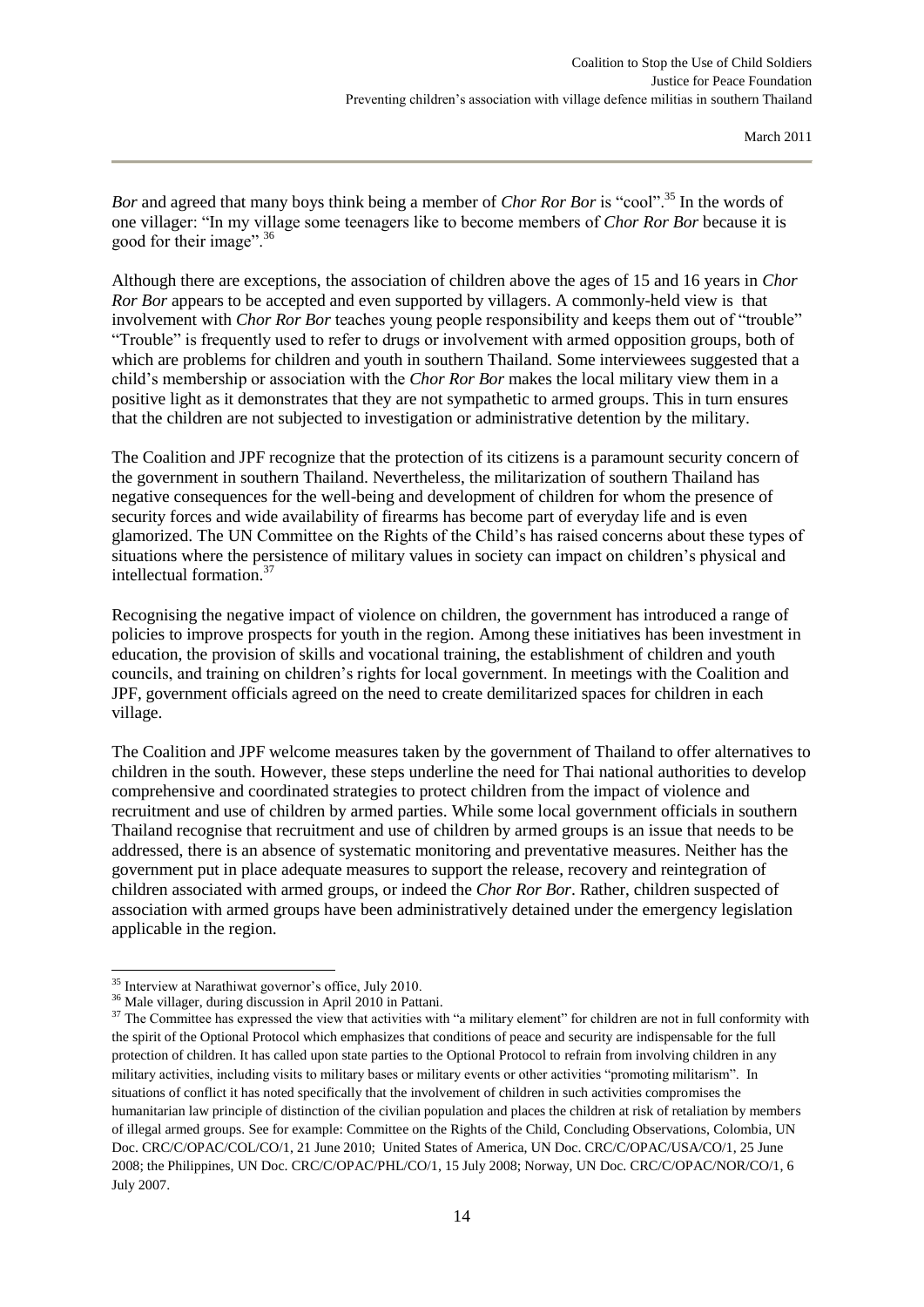*Bor* and agreed that many boys think being a member of *Chor Ror Bor* is "cool".[35] In the words of one villager: "In my village some teenagers like to become members of *Chor Ror Bor* because it is good for their image".[36]

Although there are exceptions, the association of children above the ages of 15 and 16 years in *Chor Ror Bor* appears to be accepted and even supported by villagers. A commonly-held view is that involvement with *Chor Ror Bor* teaches young people responsibility and keeps them out of "trouble" "Trouble" is frequently used to refer to drugs or involvement with armed opposition groups, both of which are problems for children and youth in southern Thailand. Some interviewees suggested that a child's membership or association with the *Chor Ror Bor* makes the local military view them in a positive light as it demonstrates that they are not sympathetic to armed groups. This in turn ensures that the children are not subjected to investigation or administrative detention by the military.

The Coalition and JPF recognize that the protection of its citizens is a paramount security concern of the government in southern Thailand. Nevertheless, the militarization of southern Thailand has negative consequences for the well-being and development of children for whom the presence of security forces and wide availability of firearms has become part of everyday life and is even glamorized. The UN Committee on the Rights of the Child's has raised concerns about these types of situations where the persistence of military values in society can impact on children's physical and intellectual formation.[37]

Recognising the negative impact of violence on children, the government has introduced a range of policies to improve prospects for youth in the region. Among these initiatives has been investment in education, the provision of skills and vocational training, the establishment of children and youth councils, and training on children's rights for local government. In meetings with the Coalition and JPF, government officials agreed on the need to create demilitarized spaces for children in each village.

The Coalition and JPF welcome measures taken by the government of Thailand to offer alternatives to children in the south. However, these steps underline the need for Thai national authorities to develop comprehensive and coordinated strategies to protect children from the impact of violence and recruitment and use of children by armed parties. While some local government officials in southern Thailand recognise that recruitment and use of children by armed groups is an issue that needs to be addressed, there is an absence of systematic monitoring and preventative measures. Neither has the government put in place adequate measures to support the release, recovery and reintegration of children associated with armed groups, or indeed the *Chor Ror Bor*. Rather, children suspected of association with armed groups have been administratively detained under the emergency legislation applicable in the region.

---

[35] Interview at Narathiwat governor's office, July 2010.

[36] Male villager, during discussion in April 2010 in Pattani.

[37] The Committee has expressed the view that activities with "a military element" for children are not in full conformity with the spirit of the Optional Protocol which emphasizes that conditions of peace and security are indispensable for the full protection of children. It has called upon state parties to the Optional Protocol to refrain from involving children in any military activities, including visits to military bases or military events or other activities "promoting militarism". In situations of conflict it has noted specifically that the involvement of children in such activities compromises the humanitarian law principle of distinction of the civilian population and places the children at risk of retaliation by members of illegal armed groups. See for example: Committee on the Rights of the Child, Concluding Observations, Colombia, UN Doc. CRC/C/OPAC/COL/CO/1, 21 June 2010; United States of America, UN Doc. CRC/C/OPAC/USA/CO/1, 25 June 2008; the Philippines, UN Doc. CRC/C/OPAC/PHL/CO/1, 15 July 2008; Norway, UN Doc. CRC/C/OPAC/NOR/CO/1, 6 July 2007.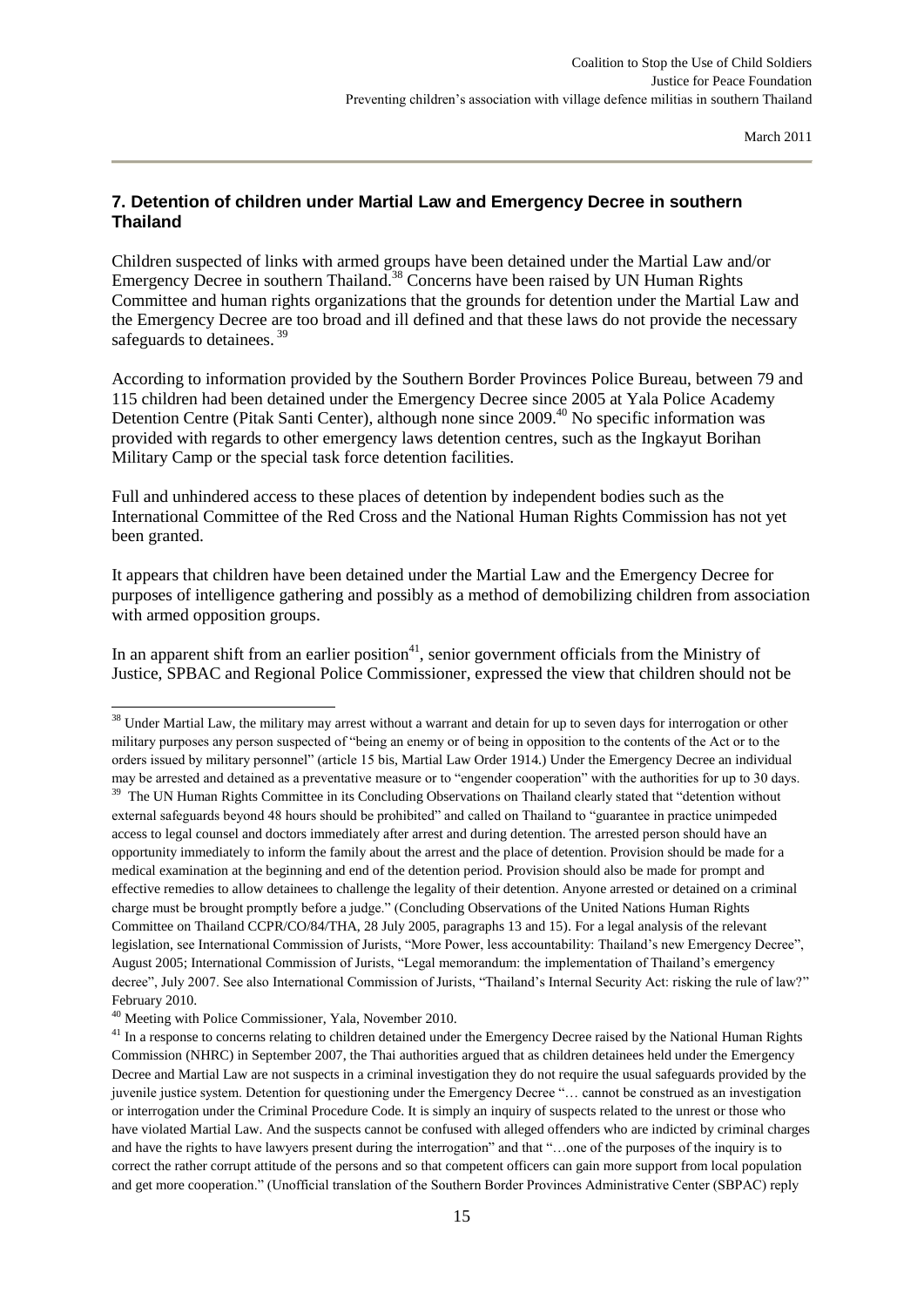## 7. Detention of children under Martial Law and Emergency Decree in southern Thailand

Children suspected of links with armed groups have been detained under the Martial Law and/or Emergency Decree in southern Thailand.[38] Concerns have been raised by UN Human Rights Committee and human rights organizations that the grounds for detention under the Martial Law and the Emergency Decree are too broad and ill defined and that these laws do not provide the necessary safeguards to detainees.[39]

According to information provided by the Southern Border Provinces Police Bureau, between 79 and 115 children had been detained under the Emergency Decree since 2005 at Yala Police Academy Detention Centre (Pitak Santi Center), although none since 2009.[40] No specific information was provided with regards to other emergency laws detention centres, such as the Ingkayut Borihan Military Camp or the special task force detention facilities.

Full and unhindered access to these places of detention by independent bodies such as the International Committee of the Red Cross and the National Human Rights Commission has not yet been granted.

It appears that children have been detained under the Martial Law and the Emergency Decree for purposes of intelligence gathering and possibly as a method of demobilizing children from association with armed opposition groups.

In an apparent shift from an earlier position[41], senior government officials from the Ministry of Justice, SPBAC and Regional Police Commissioner, expressed the view that children should not be

---

[38] Under Martial Law, the military may arrest without a warrant and detain for up to seven days for interrogation or other military purposes any person suspected of "being an enemy or of being in opposition to the contents of the Act or to the orders issued by military personnel" (article 15 bis, Martial Law Order 1914.) Under the Emergency Decree an individual may be arrested and detained as a preventative measure or to "engender cooperation" with the authorities for up to 30 days.

[39] The UN Human Rights Committee in its Concluding Observations on Thailand clearly stated that "detention without external safeguards beyond 48 hours should be prohibited" and called on Thailand to "guarantee in practice unimpeded access to legal counsel and doctors immediately after arrest and during detention. The arrested person should have an opportunity immediately to inform the family about the arrest and the place of detention. Provision should be made for a medical examination at the beginning and end of the detention period. Provision should also be made for prompt and effective remedies to allow detainees to challenge the legality of their detention. Anyone arrested or detained on a criminal charge must be brought promptly before a judge." (Concluding Observations of the United Nations Human Rights Committee on Thailand CCPR/CO/84/THA, 28 July 2005, paragraphs 13 and 15). For a legal analysis of the relevant legislation, see International Commission of Jurists, "More Power, less accountability: Thailand's new Emergency Decree", August 2005; International Commission of Jurists, "Legal memorandum: the implementation of Thailand's emergency decree", July 2007. See also International Commission of Jurists, "Thailand's Internal Security Act: risking the rule of law?" February 2010.

[40] Meeting with Police Commissioner, Yala, November 2010.

[41] In a response to concerns relating to children detained under the Emergency Decree raised by the National Human Rights Commission (NHRC) in September 2007, the Thai authorities argued that as children detainees held under the Emergency Decree and Martial Law are not suspects in a criminal investigation they do not require the usual safeguards provided by the juvenile justice system. Detention for questioning under the Emergency Decree "… cannot be construed as an investigation or interrogation under the Criminal Procedure Code. It is simply an inquiry of suspects related to the unrest or those who have violated Martial Law. And the suspects cannot be confused with alleged offenders who are indicted by criminal charges and have the rights to have lawyers present during the interrogation" and that "…one of the purposes of the inquiry is to correct the rather corrupt attitude of the persons and so that competent officers can gain more support from local population and get more cooperation." (Unofficial translation of the Southern Border Provinces Administrative Center (SBPAC) reply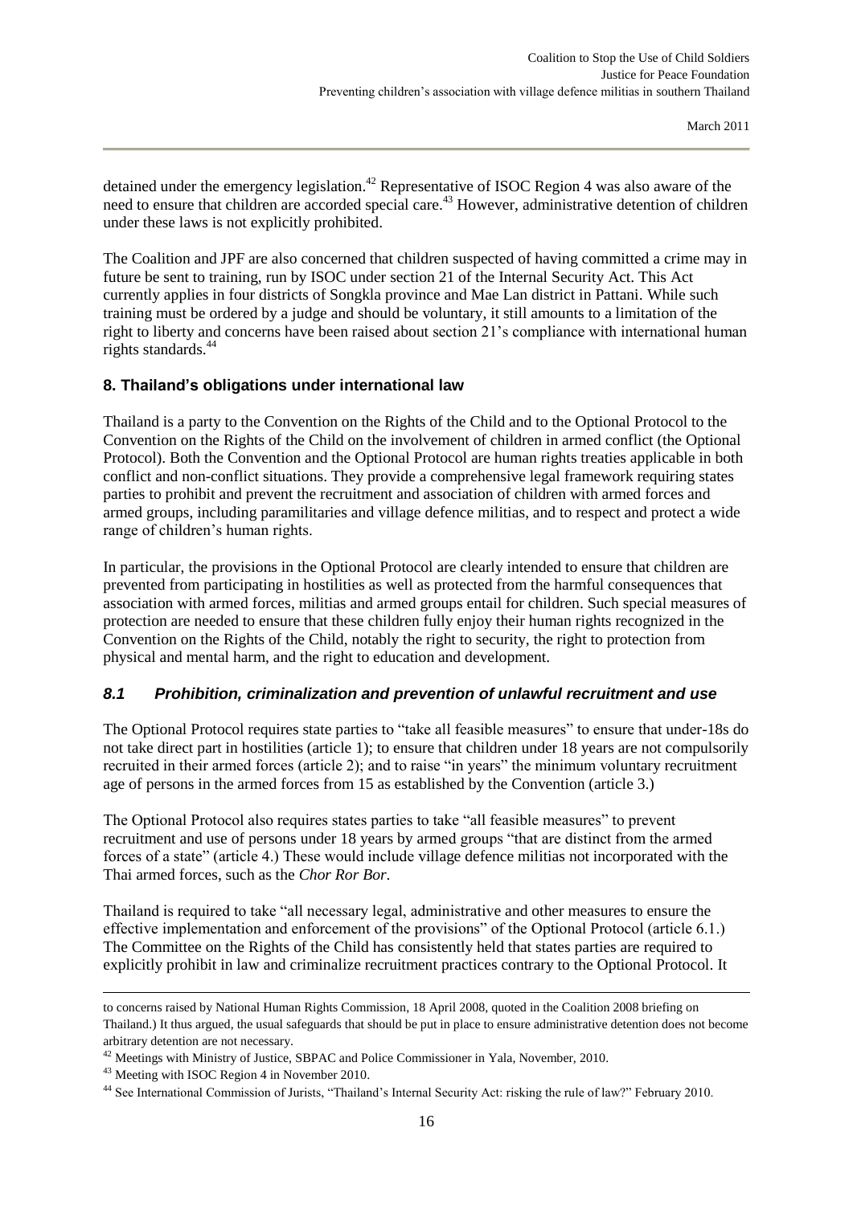detained under the emergency legislation.[42] Representative of ISOC Region 4 was also aware of the need to ensure that children are accorded special care.[43] However, administrative detention of children under these laws is not explicitly prohibited.

The Coalition and JPF are also concerned that children suspected of having committed a crime may in future be sent to training, run by ISOC under section 21 of the Internal Security Act. This Act currently applies in four districts of Songkla province and Mae Lan district in Pattani. While such training must be ordered by a judge and should be voluntary, it still amounts to a limitation of the right to liberty and concerns have been raised about section 21's compliance with international human rights standards.[44]

## 8. Thailand's obligations under international law

Thailand is a party to the Convention on the Rights of the Child and to the Optional Protocol to the Convention on the Rights of the Child on the involvement of children in armed conflict (the Optional Protocol). Both the Convention and the Optional Protocol are human rights treaties applicable in both conflict and non-conflict situations. They provide a comprehensive legal framework requiring states parties to prohibit and prevent the recruitment and association of children with armed forces and armed groups, including paramilitaries and village defence militias, and to respect and protect a wide range of children's human rights.

In particular, the provisions in the Optional Protocol are clearly intended to ensure that children are prevented from participating in hostilities as well as protected from the harmful consequences that association with armed forces, militias and armed groups entail for children. Such special measures of protection are needed to ensure that these children fully enjoy their human rights recognized in the Convention on the Rights of the Child, notably the right to security, the right to protection from physical and mental harm, and the right to education and development.

### *8.1 Prohibition, criminalization and prevention of unlawful recruitment and use*

The Optional Protocol requires state parties to "take all feasible measures" to ensure that under-18s do not take direct part in hostilities (article 1); to ensure that children under 18 years are not compulsorily recruited in their armed forces (article 2); and to raise "in years" the minimum voluntary recruitment age of persons in the armed forces from 15 as established by the Convention (article 3.)

The Optional Protocol also requires states parties to take "all feasible measures" to prevent recruitment and use of persons under 18 years by armed groups "that are distinct from the armed forces of a state" (article 4.) These would include village defence militias not incorporated with the Thai armed forces, such as the *Chor Ror Bor*.

Thailand is required to take "all necessary legal, administrative and other measures to ensure the effective implementation and enforcement of the provisions" of the Optional Protocol (article 6.1.) The Committee on the Rights of the Child has consistently held that states parties are required to explicitly prohibit in law and criminalize recruitment practices contrary to the Optional Protocol. It

---

to concerns raised by National Human Rights Commission, 18 April 2008, quoted in the Coalition 2008 briefing on Thailand.) It thus argued, the usual safeguards that should be put in place to ensure administrative detention does not become arbitrary detention are not necessary.

[42] Meetings with Ministry of Justice, SBPAC and Police Commissioner in Yala, November, 2010.

[43] Meeting with ISOC Region 4 in November 2010.

[44] See International Commission of Jurists, "Thailand's Internal Security Act: risking the rule of law?" February 2010.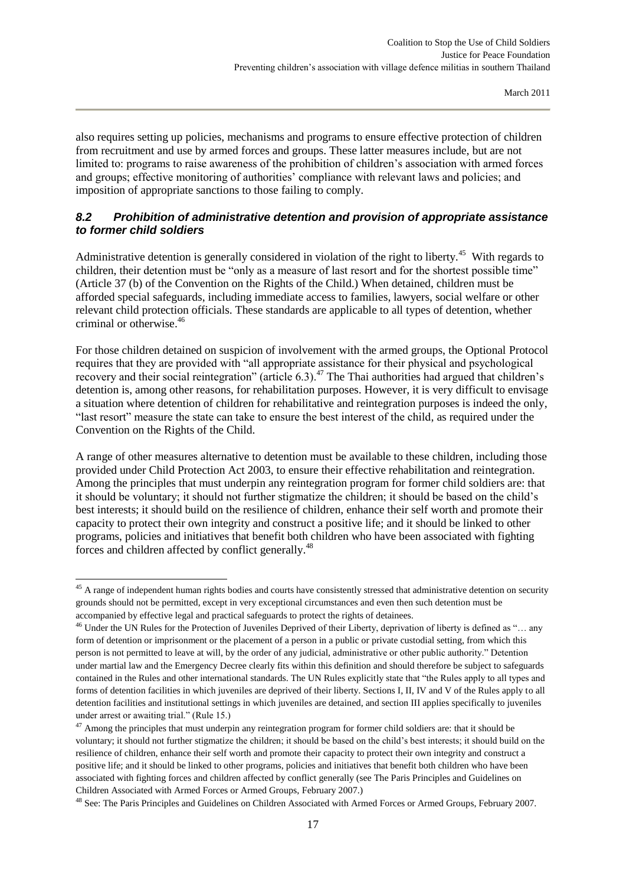also requires setting up policies, mechanisms and programs to ensure effective protection of children from recruitment and use by armed forces and groups. These latter measures include, but are not limited to: programs to raise awareness of the prohibition of children's association with armed forces and groups; effective monitoring of authorities' compliance with relevant laws and policies; and imposition of appropriate sanctions to those failing to comply.

### *8.2 Prohibition of administrative detention and provision of appropriate assistance to former child soldiers*

Administrative detention is generally considered in violation of the right to liberty.[45] With regards to children, their detention must be "only as a measure of last resort and for the shortest possible time" (Article 37 (b) of the Convention on the Rights of the Child.) When detained, children must be afforded special safeguards, including immediate access to families, lawyers, social welfare or other relevant child protection officials. These standards are applicable to all types of detention, whether criminal or otherwise.[46]

For those children detained on suspicion of involvement with the armed groups, the Optional Protocol requires that they are provided with "all appropriate assistance for their physical and psychological recovery and their social reintegration" (article 6.3).[47] The Thai authorities had argued that children's detention is, among other reasons, for rehabilitation purposes. However, it is very difficult to envisage a situation where detention of children for rehabilitative and reintegration purposes is indeed the only, "last resort" measure the state can take to ensure the best interest of the child, as required under the Convention on the Rights of the Child.

A range of other measures alternative to detention must be available to these children, including those provided under Child Protection Act 2003, to ensure their effective rehabilitation and reintegration. Among the principles that must underpin any reintegration program for former child soldiers are: that it should be voluntary; it should not further stigmatize the children; it should be based on the child's best interests; it should build on the resilience of children, enhance their self worth and promote their capacity to protect their own integrity and construct a positive life; and it should be linked to other programs, policies and initiatives that benefit both children who have been associated with fighting forces and children affected by conflict generally.[48]

---

[45] A range of independent human rights bodies and courts have consistently stressed that administrative detention on security grounds should not be permitted, except in very exceptional circumstances and even then such detention must be accompanied by effective legal and practical safeguards to protect the rights of detainees.

[46] Under the UN Rules for the Protection of Juveniles Deprived of their Liberty, deprivation of liberty is defined as "… any form of detention or imprisonment or the placement of a person in a public or private custodial setting, from which this person is not permitted to leave at will, by the order of any judicial, administrative or other public authority." Detention under martial law and the Emergency Decree clearly fits within this definition and should therefore be subject to safeguards contained in the Rules and other international standards. The UN Rules explicitly state that "the Rules apply to all types and forms of detention facilities in which juveniles are deprived of their liberty. Sections I, II, IV and V of the Rules apply to all detention facilities and institutional settings in which juveniles are detained, and section III applies specifically to juveniles under arrest or awaiting trial." (Rule 15.)

[47] Among the principles that must underpin any reintegration program for former child soldiers are: that it should be voluntary; it should not further stigmatize the children; it should be based on the child's best interests; it should build on the resilience of children, enhance their self worth and promote their capacity to protect their own integrity and construct a positive life; and it should be linked to other programs, policies and initiatives that benefit both children who have been associated with fighting forces and children affected by conflict generally (see The Paris Principles and Guidelines on Children Associated with Armed Forces or Armed Groups, February 2007.)

[48] See: The Paris Principles and Guidelines on Children Associated with Armed Forces or Armed Groups, February 2007.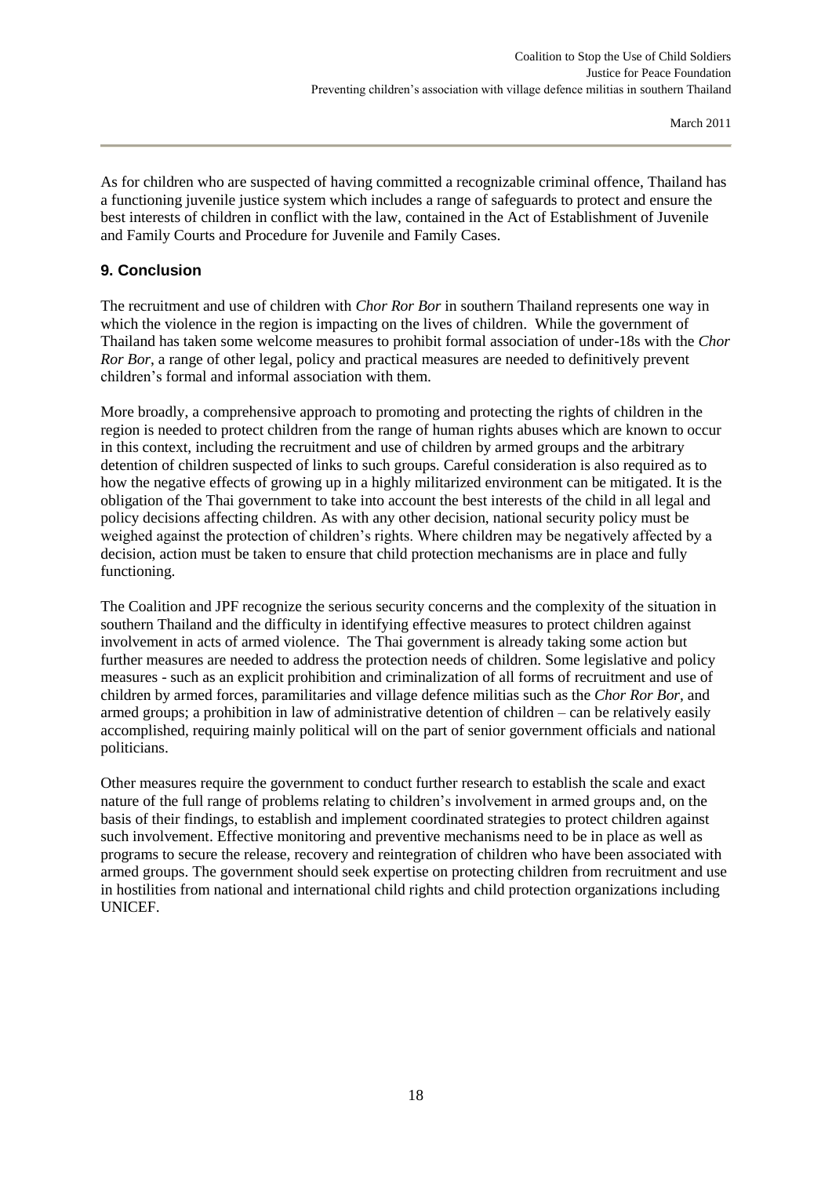As for children who are suspected of having committed a recognizable criminal offence, Thailand has a functioning juvenile justice system which includes a range of safeguards to protect and ensure the best interests of children in conflict with the law, contained in the Act of Establishment of Juvenile and Family Courts and Procedure for Juvenile and Family Cases.

## 9. Conclusion

The recruitment and use of children with *Chor Ror Bor* in southern Thailand represents one way in which the violence in the region is impacting on the lives of children. While the government of Thailand has taken some welcome measures to prohibit formal association of under-18s with the *Chor Ror Bor*, a range of other legal, policy and practical measures are needed to definitively prevent children's formal and informal association with them.

More broadly, a comprehensive approach to promoting and protecting the rights of children in the region is needed to protect children from the range of human rights abuses which are known to occur in this context, including the recruitment and use of children by armed groups and the arbitrary detention of children suspected of links to such groups. Careful consideration is also required as to how the negative effects of growing up in a highly militarized environment can be mitigated. It is the obligation of the Thai government to take into account the best interests of the child in all legal and policy decisions affecting children. As with any other decision, national security policy must be weighed against the protection of children's rights. Where children may be negatively affected by a decision, action must be taken to ensure that child protection mechanisms are in place and fully functioning.

The Coalition and JPF recognize the serious security concerns and the complexity of the situation in southern Thailand and the difficulty in identifying effective measures to protect children against involvement in acts of armed violence. The Thai government is already taking some action but further measures are needed to address the protection needs of children. Some legislative and policy measures - such as an explicit prohibition and criminalization of all forms of recruitment and use of children by armed forces, paramilitaries and village defence militias such as the *Chor Ror Bor*, and armed groups; a prohibition in law of administrative detention of children – can be relatively easily accomplished, requiring mainly political will on the part of senior government officials and national politicians.

Other measures require the government to conduct further research to establish the scale and exact nature of the full range of problems relating to children's involvement in armed groups and, on the basis of their findings, to establish and implement coordinated strategies to protect children against such involvement. Effective monitoring and preventive mechanisms need to be in place as well as programs to secure the release, recovery and reintegration of children who have been associated with armed groups. The government should seek expertise on protecting children from recruitment and use in hostilities from national and international child rights and child protection organizations including UNICEF.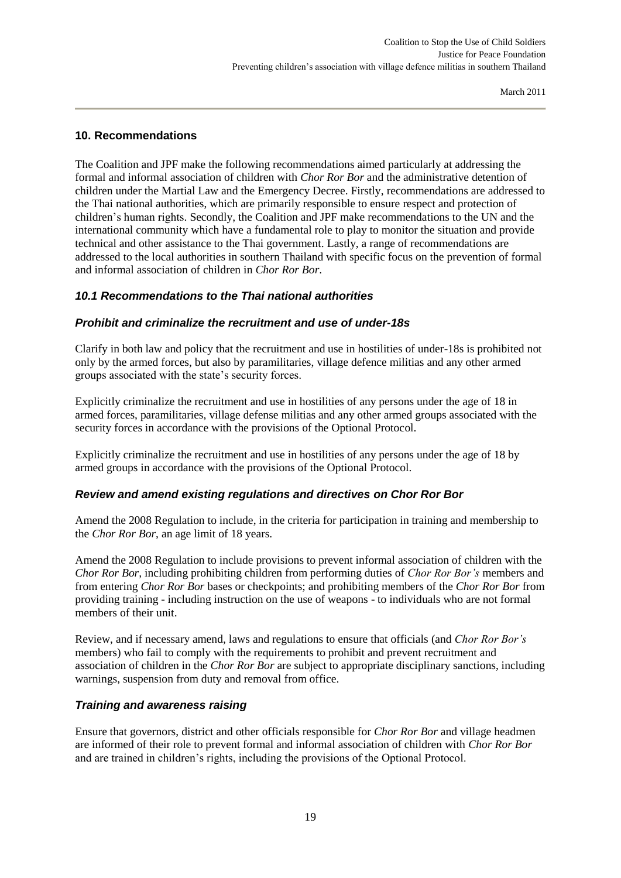## 10. Recommendations

The Coalition and JPF make the following recommendations aimed particularly at addressing the formal and informal association of children with *Chor Ror Bor* and the administrative detention of children under the Martial Law and the Emergency Decree. Firstly, recommendations are addressed to the Thai national authorities, which are primarily responsible to ensure respect and protection of children's human rights. Secondly, the Coalition and JPF make recommendations to the UN and the international community which have a fundamental role to play to monitor the situation and provide technical and other assistance to the Thai government. Lastly, a range of recommendations are addressed to the local authorities in southern Thailand with specific focus on the prevention of formal and informal association of children in *Chor Ror Bor*.

### *10.1 Recommendations to the Thai national authorities*

#### *Prohibit and criminalize the recruitment and use of under-18s*

Clarify in both law and policy that the recruitment and use in hostilities of under-18s is prohibited not only by the armed forces, but also by paramilitaries, village defence militias and any other armed groups associated with the state's security forces.

Explicitly criminalize the recruitment and use in hostilities of any persons under the age of 18 in armed forces, paramilitaries, village defense militias and any other armed groups associated with the security forces in accordance with the provisions of the Optional Protocol.

Explicitly criminalize the recruitment and use in hostilities of any persons under the age of 18 by armed groups in accordance with the provisions of the Optional Protocol.

#### *Review and amend existing regulations and directives on Chor Ror Bor*

Amend the 2008 Regulation to include, in the criteria for participation in training and membership to the *Chor Ror Bor*, an age limit of 18 years.

Amend the 2008 Regulation to include provisions to prevent informal association of children with the *Chor Ror Bor,* including prohibiting children from performing duties of *Chor Ror Bor's* members and from entering *Chor Ror Bor* bases or checkpoints; and prohibiting members of the *Chor Ror Bor* from providing training - including instruction on the use of weapons - to individuals who are not formal members of their unit.

Review, and if necessary amend, laws and regulations to ensure that officials (and *Chor Ror Bor's* members) who fail to comply with the requirements to prohibit and prevent recruitment and association of children in the *Chor Ror Bor* are subject to appropriate disciplinary sanctions, including warnings, suspension from duty and removal from office.

#### *Training and awareness raising*

Ensure that governors, district and other officials responsible for *Chor Ror Bor* and village headmen are informed of their role to prevent formal and informal association of children with *Chor Ror Bor* and are trained in children's rights, including the provisions of the Optional Protocol.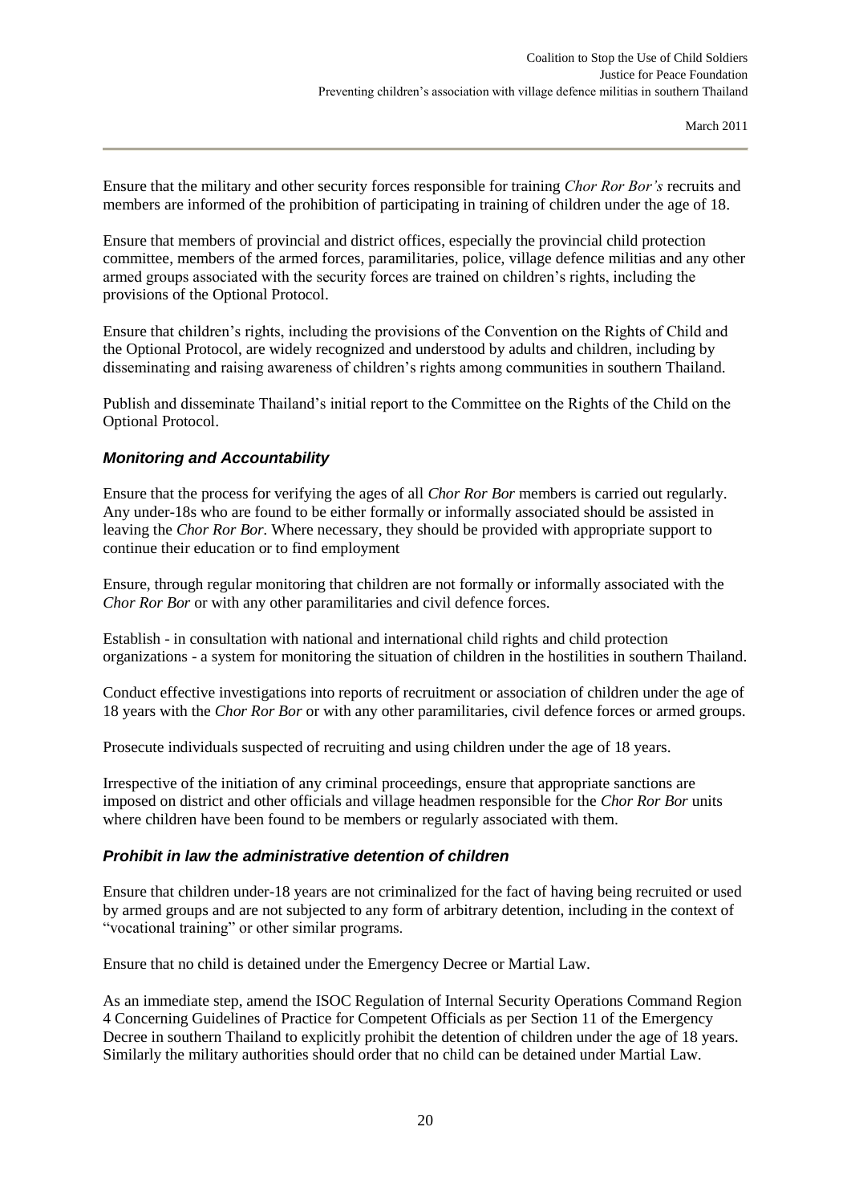Ensure that the military and other security forces responsible for training *Chor Ror Bor's* recruits and members are informed of the prohibition of participating in training of children under the age of 18.

Ensure that members of provincial and district offices, especially the provincial child protection committee, members of the armed forces, paramilitaries, police, village defence militias and any other armed groups associated with the security forces are trained on children's rights, including the provisions of the Optional Protocol.

Ensure that children's rights, including the provisions of the Convention on the Rights of Child and the Optional Protocol, are widely recognized and understood by adults and children, including by disseminating and raising awareness of children's rights among communities in southern Thailand.

Publish and disseminate Thailand's initial report to the Committee on the Rights of the Child on the Optional Protocol.

### ***Monitoring and Accountability***

Ensure that the process for verifying the ages of all *Chor Ror Bor* members is carried out regularly. Any under-18s who are found to be either formally or informally associated should be assisted in leaving the *Chor Ror Bor*. Where necessary, they should be provided with appropriate support to continue their education or to find employment

Ensure, through regular monitoring that children are not formally or informally associated with the *Chor Ror Bor* or with any other paramilitaries and civil defence forces.

Establish - in consultation with national and international child rights and child protection organizations - a system for monitoring the situation of children in the hostilities in southern Thailand.

Conduct effective investigations into reports of recruitment or association of children under the age of 18 years with the *Chor Ror Bor* or with any other paramilitaries, civil defence forces or armed groups.

Prosecute individuals suspected of recruiting and using children under the age of 18 years.

Irrespective of the initiation of any criminal proceedings, ensure that appropriate sanctions are imposed on district and other officials and village headmen responsible for the *Chor Ror Bor* units where children have been found to be members or regularly associated with them.

### ***Prohibit in law the administrative detention of children***

Ensure that children under-18 years are not criminalized for the fact of having being recruited or used by armed groups and are not subjected to any form of arbitrary detention, including in the context of "vocational training" or other similar programs.

Ensure that no child is detained under the Emergency Decree or Martial Law.

As an immediate step, amend the ISOC Regulation of Internal Security Operations Command Region 4 Concerning Guidelines of Practice for Competent Officials as per Section 11 of the Emergency Decree in southern Thailand to explicitly prohibit the detention of children under the age of 18 years. Similarly the military authorities should order that no child can be detained under Martial Law.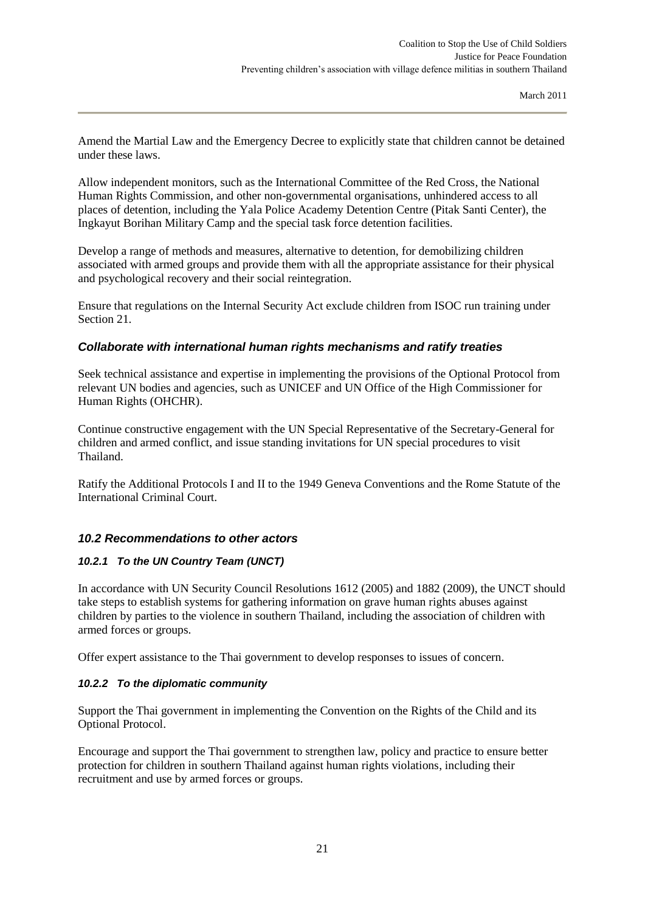Amend the Martial Law and the Emergency Decree to explicitly state that children cannot be detained under these laws.

Allow independent monitors, such as the International Committee of the Red Cross, the National Human Rights Commission, and other non-governmental organisations, unhindered access to all places of detention, including the Yala Police Academy Detention Centre (Pitak Santi Center), the Ingkayut Borihan Military Camp and the special task force detention facilities.

Develop a range of methods and measures, alternative to detention, for demobilizing children associated with armed groups and provide them with all the appropriate assistance for their physical and psychological recovery and their social reintegration.

Ensure that regulations on the Internal Security Act exclude children from ISOC run training under Section 21.

### *Collaborate with international human rights mechanisms and ratify treaties*

Seek technical assistance and expertise in implementing the provisions of the Optional Protocol from relevant UN bodies and agencies, such as UNICEF and UN Office of the High Commissioner for Human Rights (OHCHR).

Continue constructive engagement with the UN Special Representative of the Secretary-General for children and armed conflict, and issue standing invitations for UN special procedures to visit Thailand.

Ratify the Additional Protocols I and II to the 1949 Geneva Conventions and the Rome Statute of the International Criminal Court.

## *10.2 Recommendations to other actors*

### *10.2.1 To the UN Country Team (UNCT)*

In accordance with UN Security Council Resolutions 1612 (2005) and 1882 (2009), the UNCT should take steps to establish systems for gathering information on grave human rights abuses against children by parties to the violence in southern Thailand, including the association of children with armed forces or groups.

Offer expert assistance to the Thai government to develop responses to issues of concern.

### *10.2.2 To the diplomatic community*

Support the Thai government in implementing the Convention on the Rights of the Child and its Optional Protocol.

Encourage and support the Thai government to strengthen law, policy and practice to ensure better protection for children in southern Thailand against human rights violations, including their recruitment and use by armed forces or groups.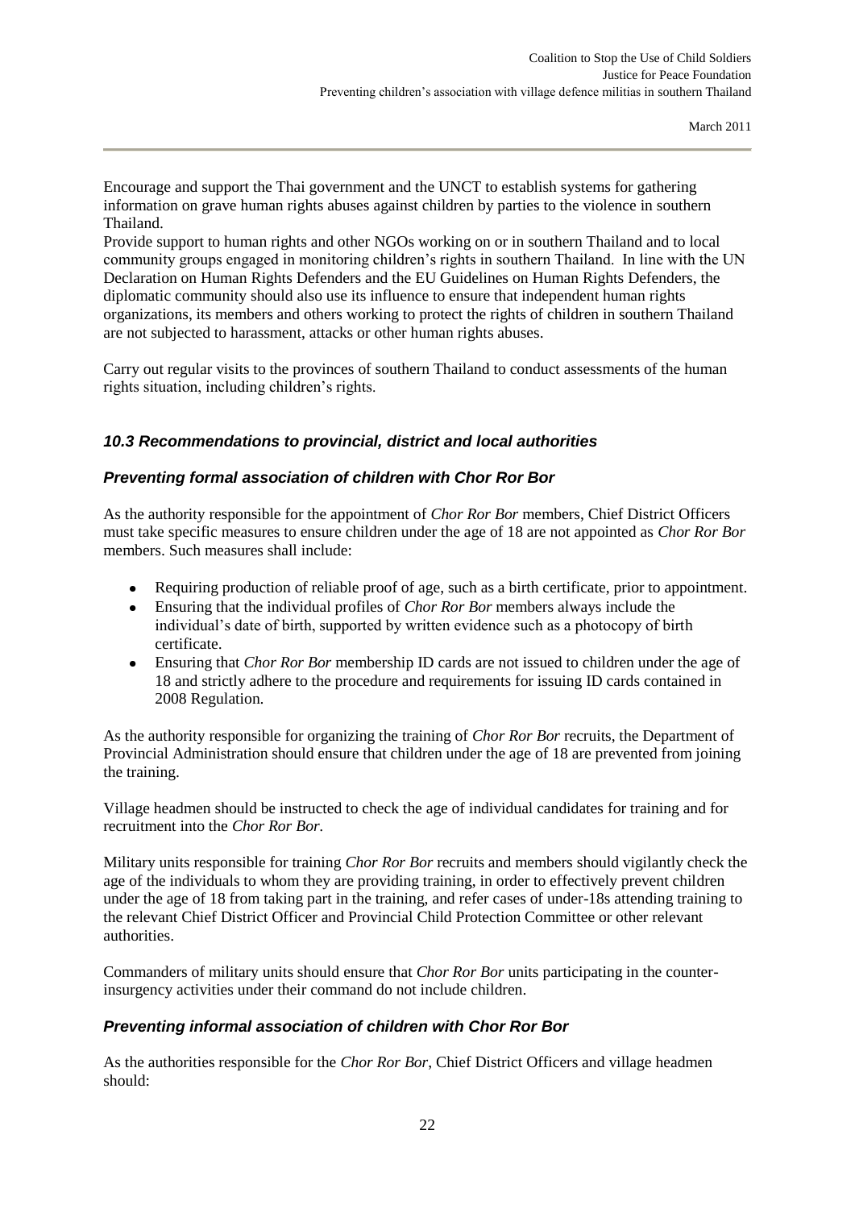Encourage and support the Thai government and the UNCT to establish systems for gathering information on grave human rights abuses against children by parties to the violence in southern Thailand.

Provide support to human rights and other NGOs working on or in southern Thailand and to local community groups engaged in monitoring children's rights in southern Thailand. In line with the UN Declaration on Human Rights Defenders and the EU Guidelines on Human Rights Defenders, the diplomatic community should also use its influence to ensure that independent human rights organizations, its members and others working to protect the rights of children in southern Thailand are not subjected to harassment, attacks or other human rights abuses.

Carry out regular visits to the provinces of southern Thailand to conduct assessments of the human rights situation, including children's rights.

### *10.3 Recommendations to provincial, district and local authorities*

#### *Preventing formal association of children with Chor Ror Bor*

As the authority responsible for the appointment of *Chor Ror Bor* members, Chief District Officers must take specific measures to ensure children under the age of 18 are not appointed as *Chor Ror Bor* members. Such measures shall include:

- Requiring production of reliable proof of age, such as a birth certificate, prior to appointment.
- Ensuring that the individual profiles of *Chor Ror Bor* members always include the individual's date of birth, supported by written evidence such as a photocopy of birth certificate.
- Ensuring that *Chor Ror Bor* membership ID cards are not issued to children under the age of 18 and strictly adhere to the procedure and requirements for issuing ID cards contained in 2008 Regulation.

As the authority responsible for organizing the training of *Chor Ror Bor* recruits, the Department of Provincial Administration should ensure that children under the age of 18 are prevented from joining the training.

Village headmen should be instructed to check the age of individual candidates for training and for recruitment into the *Chor Ror Bor*.

Military units responsible for training *Chor Ror Bor* recruits and members should vigilantly check the age of the individuals to whom they are providing training, in order to effectively prevent children under the age of 18 from taking part in the training, and refer cases of under-18s attending training to the relevant Chief District Officer and Provincial Child Protection Committee or other relevant authorities.

Commanders of military units should ensure that *Chor Ror Bor* units participating in the counter-insurgency activities under their command do not include children.

#### *Preventing informal association of children with Chor Ror Bor*

As the authorities responsible for the *Chor Ror Bor*, Chief District Officers and village headmen should: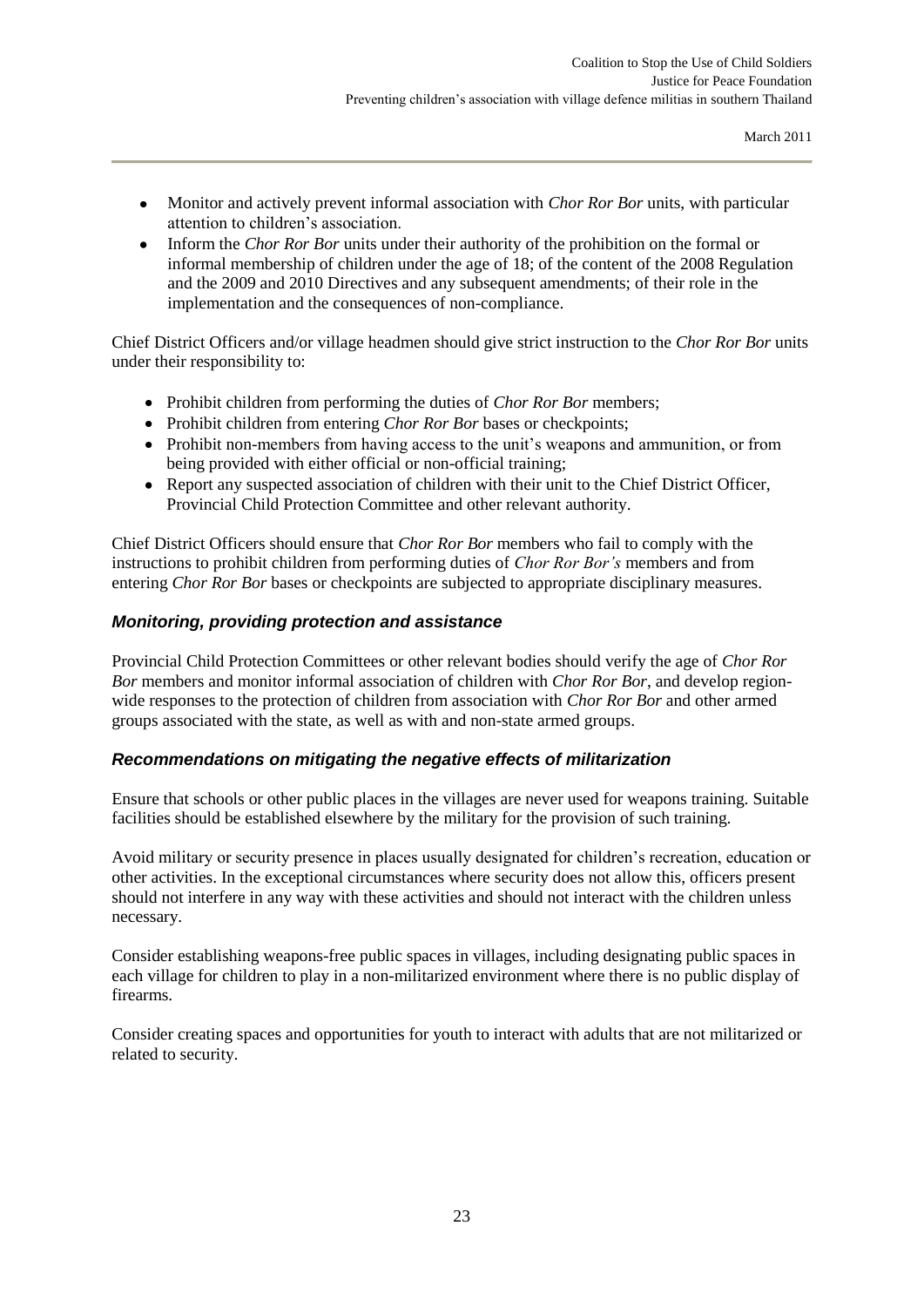- Monitor and actively prevent informal association with *Chor Ror Bor* units, with particular attention to children's association.
- Inform the *Chor Ror Bor* units under their authority of the prohibition on the formal or informal membership of children under the age of 18; of the content of the 2008 Regulation and the 2009 and 2010 Directives and any subsequent amendments; of their role in the implementation and the consequences of non-compliance.

Chief District Officers and/or village headmen should give strict instruction to the *Chor Ror Bor* units under their responsibility to:

- Prohibit children from performing the duties of *Chor Ror Bor* members;
- Prohibit children from entering *Chor Ror Bor* bases or checkpoints;
- Prohibit non-members from having access to the unit's weapons and ammunition, or from being provided with either official or non-official training;
- Report any suspected association of children with their unit to the Chief District Officer, Provincial Child Protection Committee and other relevant authority.

Chief District Officers should ensure that *Chor Ror Bor* members who fail to comply with the instructions to prohibit children from performing duties of *Chor Ror Bor's* members and from entering *Chor Ror Bor* bases or checkpoints are subjected to appropriate disciplinary measures.

### *Monitoring, providing protection and assistance*

Provincial Child Protection Committees or other relevant bodies should verify the age of *Chor Ror Bor* members and monitor informal association of children with *Chor Ror Bor*, and develop region-wide responses to the protection of children from association with *Chor Ror Bor* and other armed groups associated with the state, as well as with and non-state armed groups.

### *Recommendations on mitigating the negative effects of militarization*

Ensure that schools or other public places in the villages are never used for weapons training. Suitable facilities should be established elsewhere by the military for the provision of such training.

Avoid military or security presence in places usually designated for children's recreation, education or other activities. In the exceptional circumstances where security does not allow this, officers present should not interfere in any way with these activities and should not interact with the children unless necessary.

Consider establishing weapons-free public spaces in villages, including designating public spaces in each village for children to play in a non-militarized environment where there is no public display of firearms.

Consider creating spaces and opportunities for youth to interact with adults that are not militarized or related to security.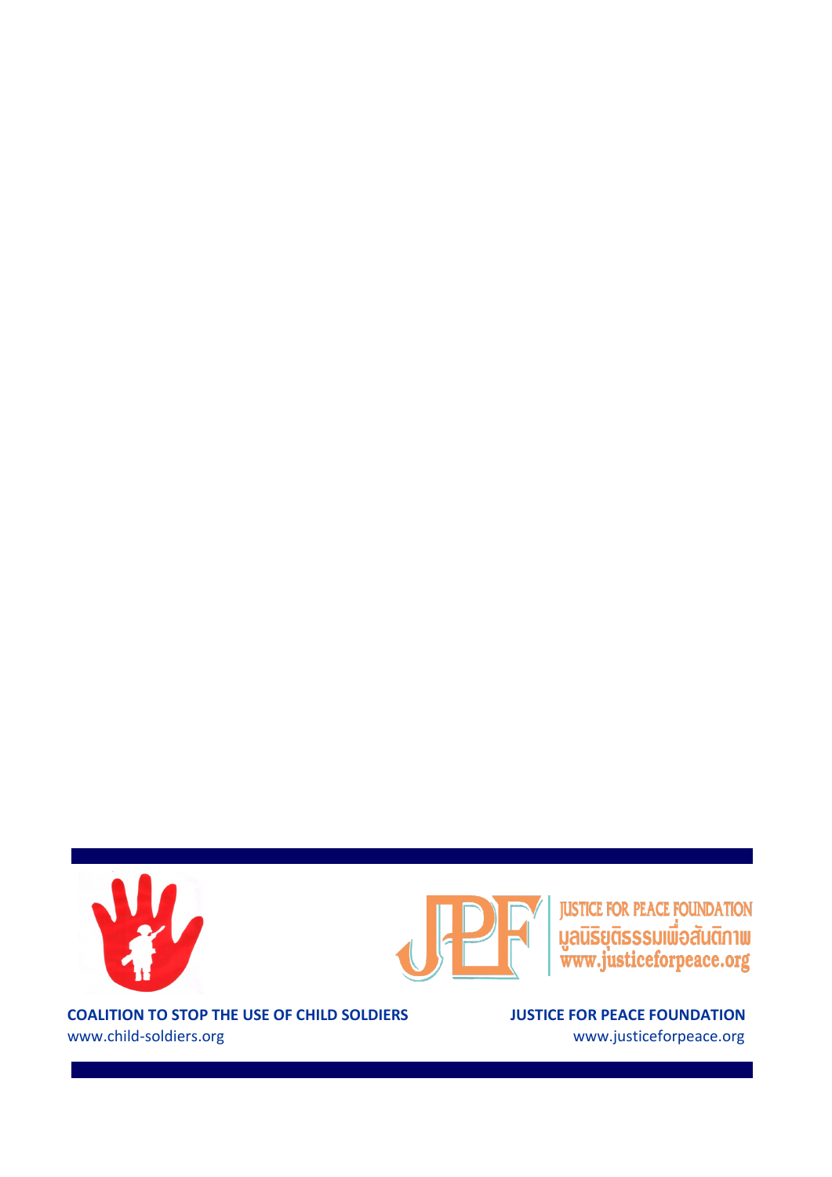**COALITION TO STOP THE USE OF CHILD SOLDIERS**
www.child-soldiers.org

**JUSTICE FOR PEACE FOUNDATION**
www.justiceforpeace.org